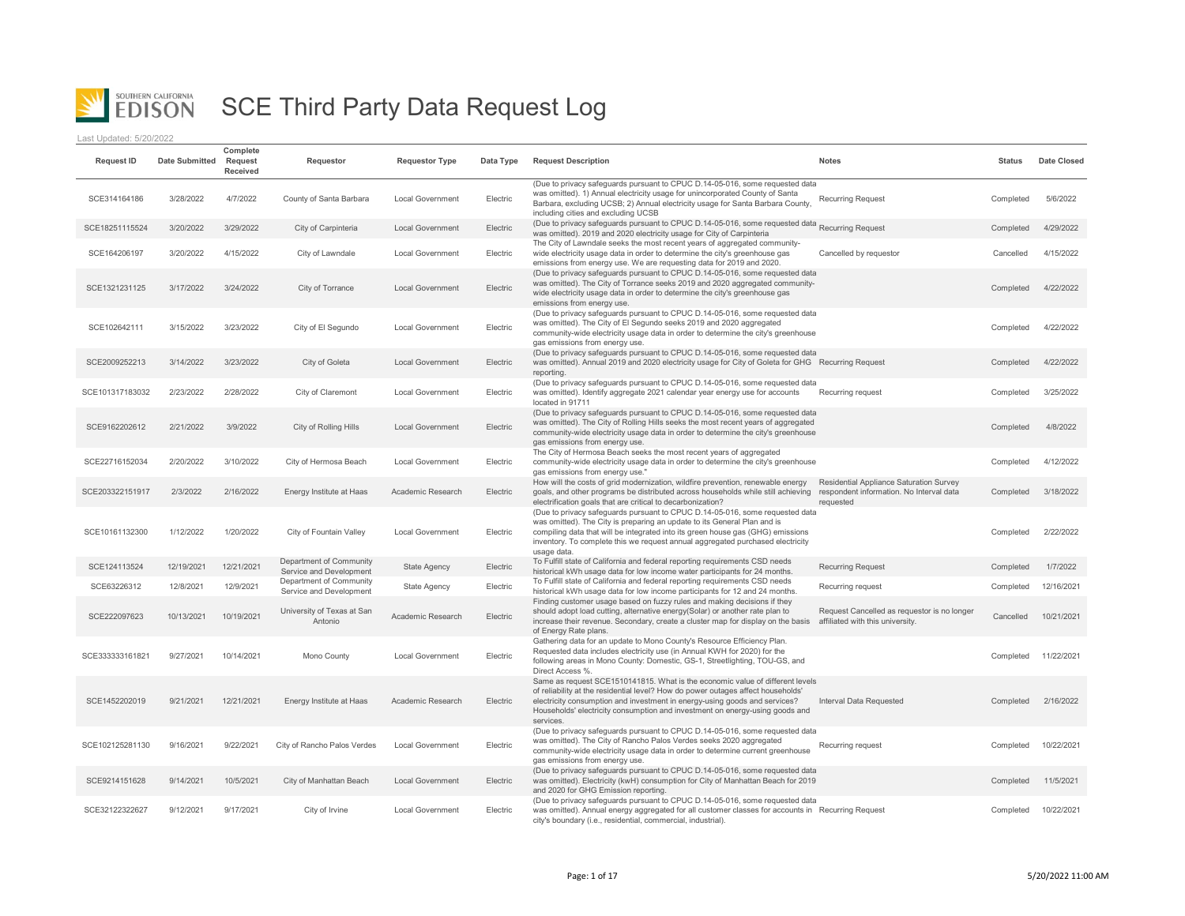# SCE Third Party Data Request Log

Last Updated: 5/20/2022

| Request ID | Date Submitted | Complete Request Received | Requestor | Requestor Type | Data Type | Request Description | Notes | Status | Date Closed |
|---|---|---|---|---|---|---|---|---|---|
| SCE314164186 | 3/28/2022 | 4/7/2022 | County of Santa Barbara | Local Government | Electric | (Due to privacy safeguards pursuant to CPUC D.14-05-016, some requested data was omitted). 1) Annual electricity usage for unincorporated County of Santa Barbara, excluding UCSB; 2) Annual electricity usage for Santa Barbara County, including cities and excluding UCSB | Recurring Request | Completed | 5/6/2022 |
| SCE18251115524 | 3/20/2022 | 3/29/2022 | City of Carpinteria | Local Government | Electric | (Due to privacy safeguards pursuant to CPUC D.14-05-016, some requested data was omitted). 2019 and 2020 electricity usage for City of Carpinteria | Recurring Request | Completed | 4/29/2022 |
| SCE164206197 | 3/20/2022 | 4/15/2022 | City of Lawndale | Local Government | Electric | The City of Lawndale seeks the most recent years of aggregated community-wide electricity usage data in order to determine the city's greenhouse gas emissions from energy use. We are requesting data for 2019 and 2020. | Cancelled by requestor | Cancelled | 4/15/2022 |
| SCE1321231125 | 3/17/2022 | 3/24/2022 | City of Torrance | Local Government | Electric | (Due to privacy safeguards pursuant to CPUC D.14-05-016, some requested data was omitted). The City of Torrance seeks 2019 and 2020 aggregated community-wide electricity usage data in order to determine the city's greenhouse gas emissions from energy use. | | Completed | 4/22/2022 |
| SCE102642111 | 3/15/2022 | 3/23/2022 | City of El Segundo | Local Government | Electric | (Due to privacy safeguards pursuant to CPUC D.14-05-016, some requested data was omitted). The City of El Segundo seeks 2019 and 2020 aggregated community-wide electricity usage data in order to determine the city's greenhouse gas emissions from energy use. | | Completed | 4/22/2022 |
| SCE2009252213 | 3/14/2022 | 3/23/2022 | City of Goleta | Local Government | Electric | (Due to privacy safeguards pursuant to CPUC D.14-05-016, some requested data was omitted). Annual 2019 and 2020 electricity usage for City of Goleta for GHG reporting. | Recurring Request | Completed | 4/22/2022 |
| SCE101317183032 | 2/23/2022 | 2/28/2022 | City of Claremont | Local Government | Electric | (Due to privacy safeguards pursuant to CPUC D.14-05-016, some requested data was omitted). Identify aggregate 2021 calendar year energy use for accounts located in 91711 | Recurring request | Completed | 3/25/2022 |
| SCE9162202612 | 2/21/2022 | 3/9/2022 | City of Rolling Hills | Local Government | Electric | (Due to privacy safeguards pursuant to CPUC D.14-05-016, some requested data was omitted). The City of Rolling Hills seeks the most recent years of aggregated community-wide electricity usage data in order to determine the city's greenhouse gas emissions from energy use. | | Completed | 4/8/2022 |
| SCE22716152034 | 2/20/2022 | 3/10/2022 | City of Hermosa Beach | Local Government | Electric | The City of Hermosa Beach seeks the most recent years of aggregated community-wide electricity usage data in order to determine the city's greenhouse gas emissions from energy use." | | Completed | 4/12/2022 |
| SCE203322151917 | 2/3/2022 | 2/16/2022 | Energy Institute at Haas | Academic Research | Electric | How will the costs of grid modernization, wildfire prevention, renewable energy goals, and other programs be distributed across households while still achieving electrification goals that are critical to decarbonization? | Residential Appliance Saturation Survey respondent information. No Interval data requested | Completed | 3/18/2022 |
| SCE10161132300 | 1/12/2022 | 1/20/2022 | City of Fountain Valley | Local Government | Electric | (Due to privacy safeguards pursuant to CPUC D.14-05-016, some requested data was omitted). The City is preparing an update to its General Plan and is compiling data that will be integrated into its green house gas (GHG) emissions inventory. To complete this we request annual aggregated purchased electricity usage data. | | Completed | 2/22/2022 |
| SCE124113524 | 12/19/2021 | 12/21/2021 | Department of Community Service and Development | State Agency | Electric | To Fulfill state of California and federal reporting requirements CSD needs historical kWh usage data for low income water participants for 24 months. | Recurring Request | Completed | 1/7/2022 |
| SCE63226312 | 12/8/2021 | 12/9/2021 | Department of Community Service and Development | State Agency | Electric | To Fulfill state of California and federal reporting requirements CSD needs historical kWh usage data for low income participants for 12 and 24 months. | Recurring request | Completed | 12/16/2021 |
| SCE222097623 | 10/13/2021 | 10/19/2021 | University of Texas at San Antonio | Academic Research | Electric | Finding customer usage based on fuzzy rules and making decisions if they should adopt load cutting, alternative energy(Solar) or another rate plan to increase their revenue. Secondary, create a cluster map for display on the basis of Energy Rate plans. | Request Cancelled as requestor is no longer affiliated with this university. | Cancelled | 10/21/2021 |
| SCE333333161821 | 9/27/2021 | 10/14/2021 | Mono County | Local Government | Electric | Gathering data for an update to Mono County's Resource Efficiency Plan. Requested data includes electricity use (in Annual KWH for 2020) for the following areas in Mono County: Domestic, GS-1, Streetlighting, TOU-GS, and Direct Access %. | | Completed | 11/22/2021 |
| SCE1452202019 | 9/21/2021 | 12/21/2021 | Energy Institute at Haas | Academic Research | Electric | Same as request SCE1510141815. What is the economic value of different levels of reliability at the residential level? How do power outages affect households' electricity consumption and investment in energy-using goods and services? Households' electricity consumption and investment on energy-using goods and services. | Interval Data Requested | Completed | 2/16/2022 |
| SCE102125281130 | 9/16/2021 | 9/22/2021 | City of Rancho Palos Verdes | Local Government | Electric | (Due to privacy safeguards pursuant to CPUC D.14-05-016, some requested data was omitted). The City of Rancho Palos Verdes seeks 2020 aggregated community-wide electricity usage data in order to determine current greenhouse gas emissions from energy use. | Recurring request | Completed | 10/22/2021 |
| SCE9214151628 | 9/14/2021 | 10/5/2021 | City of Manhattan Beach | Local Government | Electric | (Due to privacy safeguards pursuant to CPUC D.14-05-016, some requested data was omitted). Electricity (kwH) consumption for City of Manhattan Beach for 2019 and 2020 for GHG Emission reporting. | | Completed | 11/5/2021 |
| SCE32122322627 | 9/12/2021 | 9/17/2021 | City of Irvine | Local Government | Electric | (Due to privacy safeguards pursuant to CPUC D.14-05-016, some requested data was omitted). Annual energy aggregated for all customer classes for accounts in city's boundary (i.e., residential, commercial, industrial). | Recurring Request | Completed | 10/22/2021 |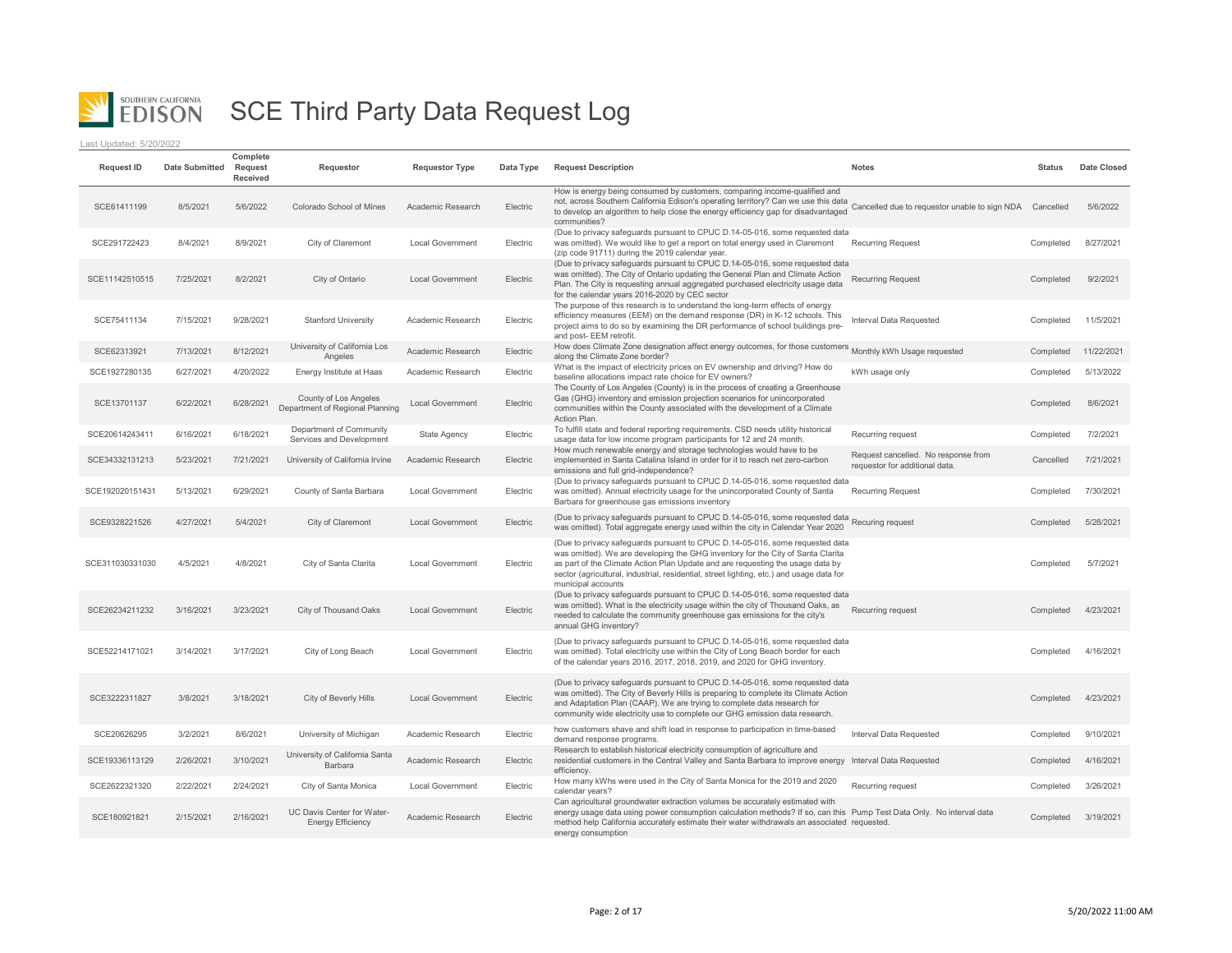# SCE Third Party Data Request Log

Last Updated: 5/20/2022

| Request ID | Date Submitted | Complete Request Received | Requestor | Requestor Type | Data Type | Request Description | Notes | Status | Date Closed |
|---|---|---|---|---|---|---|---|---|---|
| SCE61411199 | 8/5/2021 | 5/6/2022 | Colorado School of Mines | Academic Research | Electric | How is energy being consumed by customers, comparing income-qualified and not, across Southern California Edison's operating territory? Can we use this data to develop an algorithm to help close the energy efficiency gap for disadvantaged communities? | Cancelled due to requestor unable to sign NDA | Cancelled | 5/6/2022 |
| SCE291722423 | 8/4/2021 | 8/9/2021 | City of Claremont | Local Government | Electric | (Due to privacy safeguards pursuant to CPUC D.14-05-016, some requested data was omitted). We would like to get a report on total energy used in Claremont (zip code 91711) during the 2019 calendar year. | Recurring Request | Completed | 8/27/2021 |
| SCE11142510515 | 7/25/2021 | 8/2/2021 | City of Ontario | Local Government | Electric | (Due to privacy safeguards pursuant to CPUC D.14-05-016, some requested data was omitted). The City of Ontario updating the General Plan and Climate Action Plan. The City is requesting annual aggregated purchased electricity usage data for the calendar years 2016-2020 by CEC sector | Recurring Request | Completed | 9/2/2021 |
| SCE75411134 | 7/15/2021 | 9/28/2021 | Stanford University | Academic Research | Electric | The purpose of this research is to understand the long-term effects of energy efficiency measures (EEM) on the demand response (DR) in K-12 schools. This project aims to do so by examining the DR performance of school buildings pre- and post- EEM retrofit. | Interval Data Requested | Completed | 11/5/2021 |
| SCE62313921 | 7/13/2021 | 8/12/2021 | University of California Los Angeles | Academic Research | Electric | How does Climate Zone designation affect energy outcomes, for those customers along the Climate Zone border? | Monthly kWh Usage requested | Completed | 11/22/2021 |
| SCE1927280135 | 6/27/2021 | 4/20/2022 | Energy Institute at Haas | Academic Research | Electric | What is the impact of electricity prices on EV ownership and driving? How do baseline allocations impact rate choice for EV owners? | kWh usage only | Completed | 5/13/2022 |
| SCE13701137 | 6/22/2021 | 6/28/2021 | County of Los Angeles Department of Regional Planning | Local Government | Electric | The County of Los Angeles (County) is in the process of creating a Greenhouse Gas (GHG) inventory and emission projection scenarios for unincorporated communities within the County associated with the development of a Climate Action Plan. | | Completed | 8/6/2021 |
| SCE20614243411 | 6/16/2021 | 6/18/2021 | Department of Community Services and Development | State Agency | Electric | To fulfill state and federal reporting requirements. CSD needs utility historical usage data for low income program participants for 12 and 24 month. | Recurring request | Completed | 7/2/2021 |
| SCE34332131213 | 5/23/2021 | 7/21/2021 | University of California Irvine | Academic Research | Electric | How much renewable energy and storage technologies would have to be implemented in Santa Catalina Island in order for it to reach net zero-carbon emissions and full grid-independence? | Request cancelled. No response from requestor for additional data. | Cancelled | 7/21/2021 |
| SCE192020151431 | 5/13/2021 | 6/29/2021 | County of Santa Barbara | Local Government | Electric | (Due to privacy safeguards pursuant to CPUC D.14-05-016, some requested data was omitted). Annual electricity usage for the unincorporated County of Santa Barbara for greenhouse gas emissions inventory | Recurring Request | Completed | 7/30/2021 |
| SCE9328221526 | 4/27/2021 | 5/4/2021 | City of Claremont | Local Government | Electric | (Due to privacy safeguards pursuant to CPUC D.14-05-016, some requested data was omitted). Total aggregate energy used within the city in Calendar Year 2020 | Recuring request | Completed | 5/28/2021 |
| SCE311030331030 | 4/5/2021 | 4/8/2021 | City of Santa Clarita | Local Government | Electric | (Due to privacy safeguards pursuant to CPUC D.14-05-016, some requested data was omitted). We are developing the GHG inventory for the City of Santa Clarita as part of the Climate Action Plan Update and are requesting the usage data by sector (agricultural, industrial, residential, street lighting, etc.) and usage data for municipal accounts | | Completed | 5/7/2021 |
| SCE26234211232 | 3/16/2021 | 3/23/2021 | City of Thousand Oaks | Local Government | Electric | (Due to privacy safeguards pursuant to CPUC D.14-05-016, some requested data was omitted). What is the electricity usage within the city of Thousand Oaks, as needed to calculate the community greenhouse gas emissions for the city's annual GHG inventory? | Recurring request | Completed | 4/23/2021 |
| SCE52214171021 | 3/14/2021 | 3/17/2021 | City of Long Beach | Local Government | Electric | (Due to privacy safeguards pursuant to CPUC D.14-05-016, some requested data was omitted). Total electricity use within the City of Long Beach border for each of the calendar years 2016, 2017, 2018, 2019, and 2020 for GHG inventory. | | Completed | 4/16/2021 |
| SCE3222311827 | 3/8/2021 | 3/18/2021 | City of Beverly Hills | Local Government | Electric | (Due to privacy safeguards pursuant to CPUC D.14-05-016, some requested data was omitted). The City of Beverly Hills is preparing to complete its Climate Action and Adaptation Plan (CAAP). We are trying to complete data research for community wide electricity use to complete our GHG emission data research. | | Completed | 4/23/2021 |
| SCE20626295 | 3/2/2021 | 8/6/2021 | University of Michigan | Academic Research | Electric | how customers shave and shift load in response to participation in time-based demand response programs. | Interval Data Requested | Completed | 9/10/2021 |
| SCE19336113129 | 2/26/2021 | 3/10/2021 | University of California Santa Barbara | Academic Research | Electric | Research to establish historical electricity consumption of agriculture and residential customers in the Central Valley and Santa Barbara to improve energy efficiency. | Interval Data Requested | Completed | 4/16/2021 |
| SCE2622321320 | 2/22/2021 | 2/24/2021 | City of Santa Monica | Local Government | Electric | How many kWhs were used in the City of Santa Monica for the 2019 and 2020 calendar years? | Recurring request | Completed | 3/26/2021 |
| SCE180921821 | 2/15/2021 | 2/16/2021 | UC Davis Center for Water-Energy Efficiency | Academic Research | Electric | Can agricultural groundwater extraction volumes be accurately estimated with energy usage data using power consumption calculation methods? If so, can this method help California accurately estimate their water withdrawals an associated energy consumption | Pump Test Data Only. No interval data requested. | Completed | 3/19/2021 |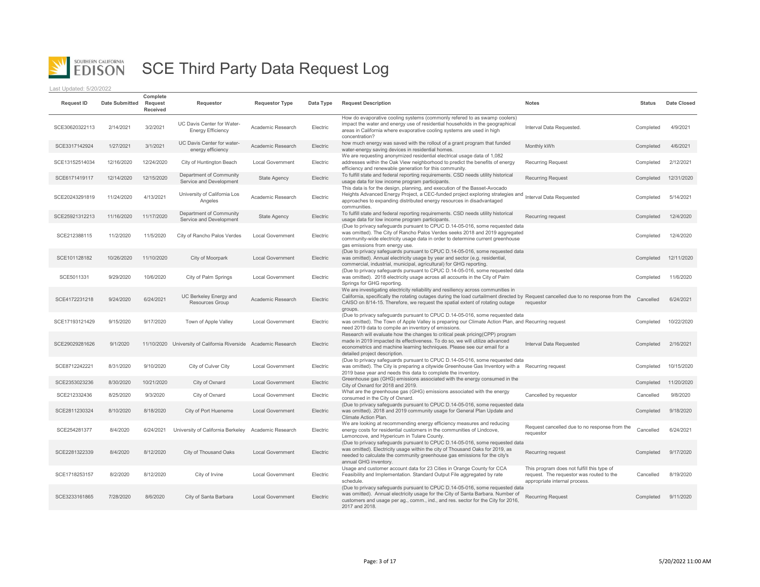# SCE Third Party Data Request Log

Last Updated: 5/20/2022

| Request ID | Date Submitted | Complete Request Received | Requestor | Requestor Type | Data Type | Request Description | Notes | Status | Date Closed |
|---|---|---|---|---|---|---|---|---|---|
| SCE30620322113 | 2/14/2021 | 3/2/2021 | UC Davis Center for Water-Energy Efficiency | Academic Research | Electric | How do evaporative cooling systems (commonly refered to as swamp coolers) impact the water and energy use of residential households in the geographical areas in California where evaporative cooling systems are used in high concentration? | Interval Data Requested. | Completed | 4/9/2021 |
| SCE3317142924 | 1/27/2021 | 3/1/2021 | UC Davis Center for water-energy efficiency | Academic Research | Electric | how much energy was saved with the rollout of a grant program that funded water-energy saving devices in residential homes. | Monthly kWh | Completed | 4/6/2021 |
| SCE13152514034 | 12/16/2020 | 12/24/2020 | City of Huntington Beach | Local Government | Electric | We are requesting anonymized residential electrical usage data of 1,082 addresses within the Oak View neighborhood to predict the benefits of energy efficiency and renewable generation for this community. | Recurring Request | Completed | 2/12/2021 |
| SCE6171419117 | 12/14/2020 | 12/15/2020 | Department of Community Service and Development | State Agency | Electric | To fulfill state and federal reporting requirements. CSD needs utility historical usage data for low income program participants. | Recurring Request | Completed | 12/31/2020 |
| SCE20243291819 | 11/24/2020 | 4/13/2021 | University of California Los Angeles | Academic Research | Electric | This data is for the design, planning, and execution of the Basset-Avocado Heights Advanced Energy Project, a CEC-funded project exploring strategies and approaches to expanding distributed energy resources in disadvantaged communities. | Interval Data Requested | Completed | 5/14/2021 |
| SCE25921312213 | 11/16/2020 | 11/17/2020 | Department of Community Service and Development | State Agency | Electric | To fulfill state and federal reporting requirements. CSD needs utility historical usage data for low income program participants. | Recurring request | Completed | 12/4/2020 |
| SCE212388115 | 11/2/2020 | 11/5/2020 | City of Rancho Palos Verdes | Local Government | Electric | (Due to privacy safeguards pursuant to CPUC D.14-05-016, some requested data was omitted). The City of Rancho Palos Verdes seeks 2018 and 2019 aggregated community-wide electricity usage data in order to determine current greenhouse gas emissions from energy use. | | Completed | 12/4/2020 |
| SCE101128182 | 10/26/2020 | 11/10/2020 | City of Moorpark | Local Government | Electric | (Due to privacy safeguards pursuant to CPUC D.14-05-016, some requested data was omitted). Annual electricity usage by year and sector (e.g. residential, commercial, industrial, municipal, agricultural) for GHG reporting. | | Completed | 12/11/2020 |
| SCE5011331 | 9/29/2020 | 10/6/2020 | City of Palm Springs | Local Government | Electric | (Due to privacy safeguards pursuant to CPUC D.14-05-016, some requested data was omitted). 2018 electricity usage across all accounts in the City of Palm Springs for GHG reporting. | | Completed | 11/6/2020 |
| SCE4172231218 | 9/24/2020 | 6/24/2021 | UC Berkeley Energy and Resources Group | Academic Research | Electric | We are investigating electricity reliability and resiliency across communities in California, specifically the rotating outages during the load curtailment directed by CAISO on 8/14-15. Therefore, we request the spatial extent of rotating outage groups. | Request cancelled due to no response from the requestor | Cancelled | 6/24/2021 |
| SCE17193121429 | 9/15/2020 | 9/17/2020 | Town of Apple Valley | Local Government | Electric | (Due to privacy safeguards pursuant to CPUC D.14-05-016, some requested data was omitted). The Town of Apple Valley is preparing our Climate Action Plan, and need 2019 data to compile an inventory of emissions. | Recurring request | Completed | 10/22/2020 |
| SCE29029281626 | 9/1/2020 | 11/10/2020 | University of California Riverside | Academic Research | Electric | Research will evaluate how the changes to critical peak pricing(CPP) program made in 2019 impacted its effectiveness. To do so, we will utilize advanced econometrics and machine learning techniques. Please see our email for a detailed project description. | Interval Data Requested | Completed | 2/16/2021 |
| SCE8712242221 | 8/31/2020 | 9/10/2020 | City of Culver City | Local Government | Electric | (Due to privacy safeguards pursuant to CPUC D.14-05-016, some requested data was omitted). The City is preparing a citywide Greenhouse Gas Inventory with a 2019 base year and needs this data to complete the inventory. | Recurring request | Completed | 10/15/2020 |
| SCE2353023236 | 8/30/2020 | 10/21/2020 | City of Oxnard | Local Government | Electric | Greenhouse gas (GHG) emissions associated with the energy consumed in the City of Oxnard for 2018 and 2019. | | Completed | 11/20/2020 |
| SCE212332436 | 8/25/2020 | 9/3/2020 | City of Oxnard | Local Government | Electric | What are the greenhouse gas (GHG) emissions associated with the energy consumed in the City of Oxnard. | Cancelled by requestor | Cancelled | 9/8/2020 |
| SCE2811230324 | 8/10/2020 | 8/18/2020 | City of Port Hueneme | Local Government | Electric | (Due to privacy safeguards pursuant to CPUC D.14-05-016, some requested data was omitted). 2018 and 2019 community usage for General Plan Update and Climate Action Plan. | | Completed | 9/18/2020 |
| SCE254281377 | 8/4/2020 | 6/24/2021 | University of California Berkeley | Academic Research | Electric | We are looking at recommending energy efficiency measures and reducing energy costs for residential customers in the communities of Lindcove, Lemoncove, and Hypericum in Tulare County. | Request cancelled due to no response from the requestor | Cancelled | 6/24/2021 |
| SCE2281322339 | 8/4/2020 | 8/12/2020 | City of Thousand Oaks | Local Government | Electric | (Due to privacy safeguards pursuant to CPUC D.14-05-016, some requested data was omitted). Electricity usage within the city of Thousand Oaks for 2019, as needed to calculate the community greenhouse gas emissions for the city's annual GHG inventory. | Recurring request | Completed | 9/17/2020 |
| SCE1718253157 | 8/2/2020 | 8/12/2020 | City of Irvine | Local Government | Electric | Usage and customer account data for 23 Cities in Orange County for CCA Feasibility and Implementation. Standard Output File aggregated by rate schedule. | This program does not fulfill this type of request. The requestor was routed to the appropriate internal process. | Cancelled | 8/19/2020 |
| SCE3233161865 | 7/28/2020 | 8/6/2020 | City of Santa Barbara | Local Government | Electric | (Due to privacy safeguards pursuant to CPUC D.14-05-016, some requested data was omitted). Annual electricity usage for the City of Santa Barbara. Number of customers and usage per ag., comm., ind., and res. sector for the City for 2016, 2017 and 2018. | Recurring Request | Completed | 9/11/2020 |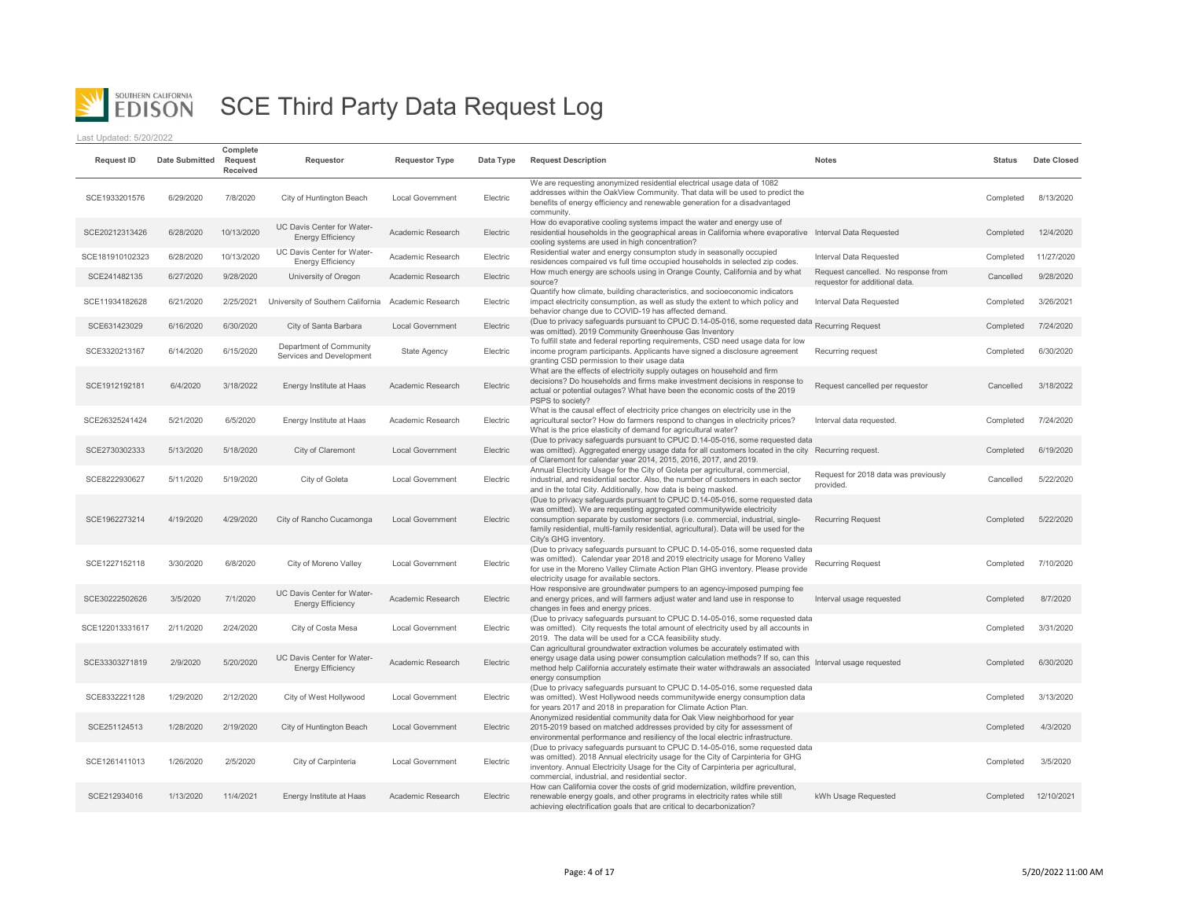# SCE Third Party Data Request Log

Last Updated: 5/20/2022

| Request ID | Date Submitted | Complete Request Received | Requestor | Requestor Type | Data Type | Request Description | Notes | Status | Date Closed |
|---|---|---|---|---|---|---|---|---|---|
| SCE1933201576 | 6/29/2020 | 7/8/2020 | City of Huntington Beach | Local Government | Electric | We are requesting anonymized residential electrical usage data of 1082 addresses within the OakView Community. That data will be used to predict the benefits of energy efficiency and renewable generation for a disadvantaged community. | | Completed | 8/13/2020 |
| SCE20212313426 | 6/28/2020 | 10/13/2020 | UC Davis Center for Water-Energy Efficiency | Academic Research | Electric | How do evaporative cooling systems impact the water and energy use of residential households in the geographical areas in California where evaporative cooling systems are used in high concentration? | Interval Data Requested | Completed | 12/4/2020 |
| SCE181910102323 | 6/28/2020 | 10/13/2020 | UC Davis Center for Water-Energy Efficiency | Academic Research | Electric | Residential water and energy consumpton study in seasonally occupied residences compaired vs full time occupied households in selected zip codes. | Interval Data Requested | Completed | 11/27/2020 |
| SCE241482135 | 6/27/2020 | 9/28/2020 | University of Oregon | Academic Research | Electric | How much energy are schools using in Orange County, California and by what source? | Request cancelled. No response from requestor for additional data. | Cancelled | 9/28/2020 |
| SCE11934182628 | 6/21/2020 | 2/25/2021 | University of Southern California | Academic Research | Electric | Quantify how climate, building characteristics, and socioeconomic indicators impact electricity consumption, as well as study the extent to which policy and behavior change due to COVID-19 has affected demand. | Interval Data Requested | Completed | 3/26/2021 |
| SCE631423029 | 6/16/2020 | 6/30/2020 | City of Santa Barbara | Local Government | Electric | (Due to privacy safeguards pursuant to CPUC D.14-05-016, some requested data was omitted). 2019 Community Greenhouse Gas Inventory | Recurring Request | Completed | 7/24/2020 |
| SCE3320213167 | 6/14/2020 | 6/15/2020 | Department of Community Services and Development | State Agency | Electric | To fulfill state and federal reporting requirements, CSD need usage data for low income program participants. Applicants have signed a disclosure agreement granting CSD permission to their usage data | Recurring request | Completed | 6/30/2020 |
| SCE1912192181 | 6/4/2020 | 3/18/2022 | Energy Institute at Haas | Academic Research | Electric | What are the effects of electricity supply outages on household and firm decisions? Do households and firms make investment decisions in response to actual or potential outages? What have been the economic costs of the 2019 PSPS to society? | Request cancelled per requestor | Cancelled | 3/18/2022 |
| SCE26325241424 | 5/21/2020 | 6/5/2020 | Energy Institute at Haas | Academic Research | Electric | What is the causal effect of electricity price changes on electricity use in the agricultural sector? How do farmers respond to changes in electricity prices? What is the price elasticity of demand for agricultural water? | Interval data requested. | Completed | 7/24/2020 |
| SCE2730302333 | 5/13/2020 | 5/18/2020 | City of Claremont | Local Government | Electric | (Due to privacy safeguards pursuant to CPUC D.14-05-016, some requested data was omitted). Aggregated energy usage data for all customers located in the city of Claremont for calendar year 2014, 2015, 2016, 2017, and 2019. | Recurring request. | Completed | 6/19/2020 |
| SCE8222930627 | 5/11/2020 | 5/19/2020 | City of Goleta | Local Government | Electric | Annual Electricity Usage for the City of Goleta per agricultural, commercial, industrial, and residential sector. Also, the number of customers in each sector and in the total City. Additionally, how data is being masked. | Request for 2018 data was previously provided. | Cancelled | 5/22/2020 |
| SCE1962273214 | 4/19/2020 | 4/29/2020 | City of Rancho Cucamonga | Local Government | Electric | (Due to privacy safeguards pursuant to CPUC D.14-05-016, some requested data was omitted). We are requesting aggregated communitywide electricity consumption separate by customer sectors (i.e. commercial, industrial, single-family residential, multi-family residential, agricultural). Data will be used for the City's GHG inventory. | Recurring Request | Completed | 5/22/2020 |
| SCE1227152118 | 3/30/2020 | 6/8/2020 | City of Moreno Valley | Local Government | Electric | (Due to privacy safeguards pursuant to CPUC D.14-05-016, some requested data was omitted). Calendar year 2018 and 2019 electricity usage for Moreno Valley for use in the Moreno Valley Climate Action Plan GHG inventory. Please provide electricity usage for available sectors. | Recurring Request | Completed | 7/10/2020 |
| SCE30222502626 | 3/5/2020 | 7/1/2020 | UC Davis Center for Water-Energy Efficiency | Academic Research | Electric | How responsive are groundwater pumpers to an agency-imposed pumping fee and energy prices, and will farmers adjust water and land use in response to changes in fees and energy prices. | Interval usage requested | Completed | 8/7/2020 |
| SCE122013331617 | 2/11/2020 | 2/24/2020 | City of Costa Mesa | Local Government | Electric | (Due to privacy safeguards pursuant to CPUC D.14-05-016, some requested data was omitted). City requests the total amount of electricity used by all accounts in 2019. The data will be used for a CCA feasibility study. | | Completed | 3/31/2020 |
| SCE33303271819 | 2/9/2020 | 5/20/2020 | UC Davis Center for Water-Energy Efficiency | Academic Research | Electric | Can agricultural groundwater extraction volumes be accurately estimated with energy usage data using power consumption calculation methods? If so, can this method help California accurately estimate their water withdrawals an associated energy consumption | Interval usage requested | Completed | 6/30/2020 |
| SCE8332221128 | 1/29/2020 | 2/12/2020 | City of West Hollywood | Local Government | Electric | (Due to privacy safeguards pursuant to CPUC D.14-05-016, some requested data was omitted). West Hollywood needs communitywide energy consumption data for years 2017 and 2018 in preparation for Climate Action Plan. | | Completed | 3/13/2020 |
| SCE251124513 | 1/28/2020 | 2/19/2020 | City of Huntington Beach | Local Government | Electric | Anonymized residential community data for Oak View neighborhood for year 2015-2019 based on matched addresses provided by city for assessment of environmental performance and resiliency of the local electric infrastructure. | | Completed | 4/3/2020 |
| SCE1261411013 | 1/26/2020 | 2/5/2020 | City of Carpinteria | Local Government | Electric | (Due to privacy safeguards pursuant to CPUC D.14-05-016, some requested data was omitted). 2018 Annual electricity usage for the City of Carpinteria for GHG inventory. Annual Electricity Usage for the City of Carpinteria per agricultural, commercial, industrial, and residential sector. | | Completed | 3/5/2020 |
| SCE212934016 | 1/13/2020 | 11/4/2021 | Energy Institute at Haas | Academic Research | Electric | How can California cover the costs of grid modernization, wildfire prevention, renewable energy goals, and other programs in electricity rates while still achieving electrification goals that are critical to decarbonization? | kWh Usage Requested | Completed | 12/10/2021 |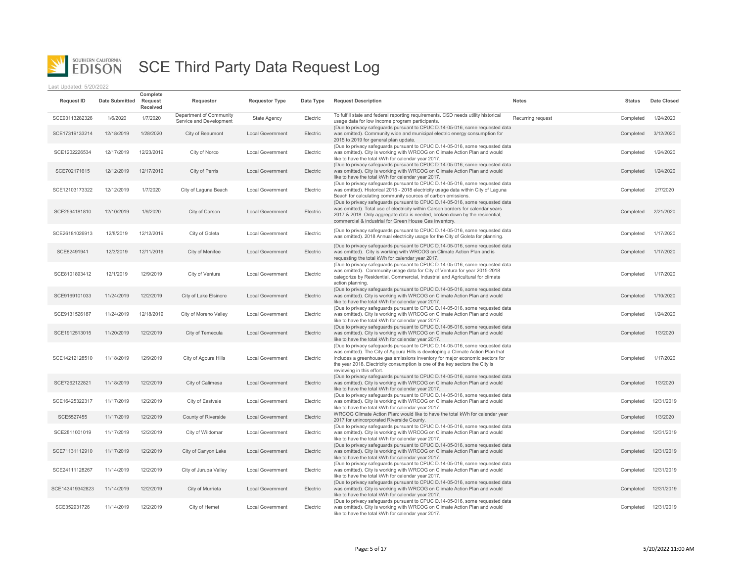# SCE Third Party Data Request Log

Last Updated: 5/20/2022

| Request ID | Date Submitted | Complete Request Received | Requestor | Requestor Type | Data Type | Request Description | Notes | Status | Date Closed |
|---|---|---|---|---|---|---|---|---|---|
| SCE93113282326 | 1/6/2020 | 1/7/2020 | Department of Community Service and Development | State Agency | Electric | To fulfill state and federal reporting requirements. CSD needs utility historical usage data for low income program participants. | Recurring request | Completed | 1/24/2020 |
| SCE17319133214 | 12/18/2019 | 1/28/2020 | City of Beaumont | Local Government | Electric | (Due to privacy safeguards pursuant to CPUC D.14-05-016, some requested data was omitted). Community wide and municipal electric energy consumption for 2015 to 2019 for general plan update. | | Completed | 3/12/2020 |
| SCE1202226534 | 12/17/2019 | 12/23/2019 | City of Norco | Local Government | Electric | (Due to privacy safeguards pursuant to CPUC D.14-05-016, some requested data was omitted). City is working with WRCOG on Climate Action Plan and would like to have the total kWh for calendar year 2017. | | Completed | 1/24/2020 |
| SCE702171615 | 12/12/2019 | 12/17/2019 | City of Perris | Local Government | Electric | (Due to privacy safeguards pursuant to CPUC D.14-05-016, some requested data was omitted). City is working with WRCOG on Climate Action Plan and would like to have the total kWh for calendar year 2017. | | Completed | 1/24/2020 |
| SCE12103173322 | 12/12/2019 | 1/7/2020 | City of Laguna Beach | Local Government | Electric | (Due to privacy safeguards pursuant to CPUC D.14-05-016, some requested data was omitted). Historical 2015 - 2018 electricity usage data within City of Laguna Beach for calculating community sources of carbon emissions. | | Completed | 2/7/2020 |
| SCE2594181810 | 12/10/2019 | 1/9/2020 | City of Carson | Local Government | Electric | (Due to privacy safeguards pursuant to CPUC D.14-05-016, some requested data was omitted). Total use of electricity within Carson borders for calendar years 2017 & 2018. Only aggregate data is needed, broken down by the residential, commercial & industrial for Green House Gas inventory. | | Completed | 2/21/2020 |
| SCE26181026913 | 12/8/2019 | 12/12/2019 | City of Goleta | Local Government | Electric | (Due to privacy safeguards pursuant to CPUC D.14-05-016, some requested data was omitted). 2018 Annual electricity usage for the City of Goleta for planning. | | Completed | 1/17/2020 |
| SCE82491941 | 12/3/2019 | 12/11/2019 | City of Menifee | Local Government | Electric | (Due to privacy safeguards pursuant to CPUC D.14-05-016, some requested data was omitted). City is working with WRCOG on Climate Action Plan and is requesting the total kWh for calendar year 2017. | | Completed | 1/17/2020 |
| SCE8101893412 | 12/1/2019 | 12/9/2019 | City of Ventura | Local Government | Electric | (Due to privacy safeguards pursuant to CPUC D.14-05-016, some requested data was omitted). Community usage data for City of Ventura for year 2015-2018 categorize by Residential, Commercial, Industrial and Agricultural for climate action planning. | | Completed | 1/17/2020 |
| SCE9169101033 | 11/24/2019 | 12/2/2019 | City of Lake Elsinore | Local Government | Electric | (Due to privacy safeguards pursuant to CPUC D.14-05-016, some requested data was omitted). City is working with WRCOG on Climate Action Plan and would like to have the total kWh for calendar year 2017. | | Completed | 1/10/2020 |
| SCE9131526187 | 11/24/2019 | 12/18/2019 | City of Moreno Valley | Local Government | Electric | (Due to privacy safeguards pursuant to CPUC D.14-05-016, some requested data was omitted). City is working with WRCOG on Climate Action Plan and would like to have the total kWh for calendar year 2017. | | Completed | 1/24/2020 |
| SCE1912513015 | 11/20/2019 | 12/2/2019 | City of Temecula | Local Government | Electric | (Due to privacy safeguards pursuant to CPUC D.14-05-016, some requested data was omitted). City is working with WRCOG on Climate Action Plan and would like to have the total kWh for calendar year 2017. | | Completed | 1/3/2020 |
| SCE14212128510 | 11/18/2019 | 12/9/2019 | City of Agoura Hills | Local Government | Electric | (Due to privacy safeguards pursuant to CPUC D.14-05-016, some requested data was omitted). The City of Agoura Hills is developing a Climate Action Plan that includes a greenhouse gas emissions inventory for major economic sectors for the year 2018. Electricity consumption is one of the key sectors the City is reviewing in this effort. | | Completed | 1/17/2020 |
| SCE7262122821 | 11/18/2019 | 12/2/2019 | City of Calimesa | Local Government | Electric | (Due to privacy safeguards pursuant to CPUC D.14-05-016, some requested data was omitted). City is working with WRCOG on Climate Action Plan and would like to have the total kWh for calendar year 2017. | | Completed | 1/3/2020 |
| SCE16425322317 | 11/17/2019 | 12/2/2019 | City of Eastvale | Local Government | Electric | (Due to privacy safeguards pursuant to CPUC D.14-05-016, some requested data was omitted). City is working with WRCOG on Climate Action Plan and would like to have the total kWh for calendar year 2017. | | Completed | 12/31/2019 |
| SCE5527455 | 11/17/2019 | 12/2/2019 | County of Riverside | Local Government | Electric | WRCOG Climate Action Plan: would like to have the total kWh for calendar year 2017 for unincorporated Riverside County. | | Completed | 1/3/2020 |
| SCE2811001019 | 11/17/2019 | 12/2/2019 | City of Wildomar | Local Government | Electric | (Due to privacy safeguards pursuant to CPUC D.14-05-016, some requested data was omitted). City is working with WRCOG on Climate Action Plan and would like to have the total kWh for calendar year 2017. | | Completed | 12/31/2019 |
| SCE71131112910 | 11/17/2019 | 12/2/2019 | City of Canyon Lake | Local Government | Electric | (Due to privacy safeguards pursuant to CPUC D.14-05-016, some requested data was omitted). City is working with WRCOG on Climate Action Plan and would like to have the total kWh for calendar year 2017. | | Completed | 12/31/2019 |
| SCE24111128267 | 11/14/2019 | 12/2/2019 | City of Jurupa Valley | Local Government | Electric | (Due to privacy safeguards pursuant to CPUC D.14-05-016, some requested data was omitted). City is working with WRCOG on Climate Action Plan and would like to have the total kWh for calendar year 2017. | | Completed | 12/31/2019 |
| SCE143419342823 | 11/14/2019 | 12/2/2019 | City of Murrieta | Local Government | Electric | (Due to privacy safeguards pursuant to CPUC D.14-05-016, some requested data was omitted). City is working with WRCOG on Climate Action Plan and would like to have the total kWh for calendar year 2017. | | Completed | 12/31/2019 |
| SCE352931726 | 11/14/2019 | 12/2/2019 | City of Hemet | Local Government | Electric | (Due to privacy safeguards pursuant to CPUC D.14-05-016, some requested data was omitted). City is working with WRCOG on Climate Action Plan and would like to have the total kWh for calendar year 2017. | | Completed | 12/31/2019 |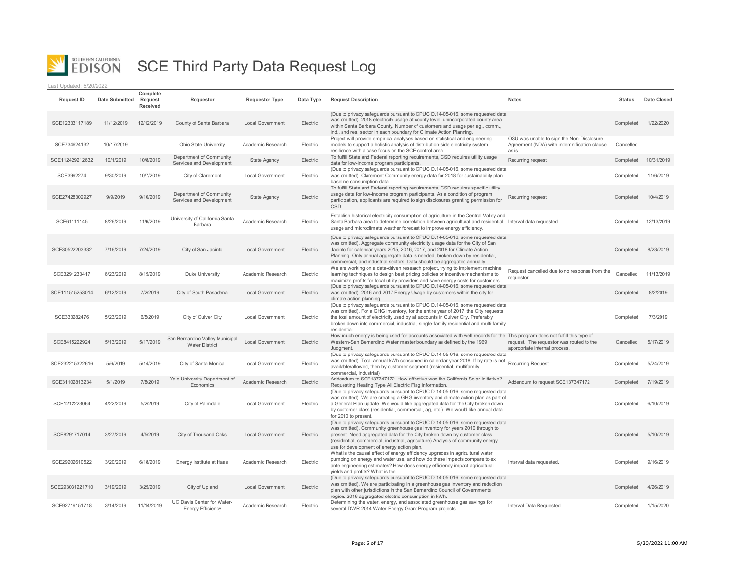# SCE Third Party Data Request Log

Last Updated: 5/20/2022

| Request ID | Date Submitted | Complete Request Received | Requestor | Requestor Type | Data Type | Request Description | Notes | Status | Date Closed |
|---|---|---|---|---|---|---|---|---|---|
| SCE12333117189 | 11/12/2019 | 12/12/2019 | County of Santa Barbara | Local Government | Electric | (Due to privacy safeguards pursuant to CPUC D.14-05-016, some requested data was omitted). 2018 electricity usage at county level, unincorporated county area within Santa Barbara County. Number of customers and usage per ag., comm., ind., and res. sector in each boundary for Climate Action Planning. | | Completed | 1/22/2020 |
| SCE734624132 | 10/17/2019 | | Ohio State University | Academic Research | Electric | Project will provide empirical analyses based on statistical and engineering models to support a holistic analysis of distribution-side electricity system resilience with a case focus on the SCE control area. | OSU was unable to sign the Non-Disclosure Agreement (NDA) with indemnification clause as is. | Cancelled | |
| SCE112429212632 | 10/1/2019 | 10/8/2019 | Department of Community Services and Development | State Agency | Electric | To fulfill State and Federal reporting requirements, CSD requires utility usage data for low-income program participants. | Recurring request | Completed | 10/31/2019 |
| SCE3992274 | 9/30/2019 | 10/7/2019 | City of Claremont | Local Government | Electric | (Due to privacy safeguards pursuant to CPUC D.14-05-016, some requested data was omitted). Claremont Community energy data for 2018 for sustainability plan baseline consumption data. | | Completed | 11/6/2019 |
| SCE27428302927 | 9/9/2019 | 9/10/2019 | Department of Community Services and Development | State Agency | Electric | To fulfill State and Federal reporting requirements, CSD requires specific utility usage data for low-income program participants. As a condition of program participation, applicants are required to sign disclosures granting permission for CSD. | Recurring request | Completed | 10/4/2019 |
| SCE61111145 | 8/26/2019 | 11/6/2019 | University of California Santa Barbara | Academic Research | Electric | Establish historical electricity consumption of agriculture in the Central Valley and Santa Barbara area to determine correlation between agricultural and residential usage and microclimate weather forecast to improve energy efficiency. | Interval data requested | Completed | 12/13/2019 |
| SCE30522203332 | 7/16/2019 | 7/24/2019 | City of San Jacinto | Local Government | Electric | (Due to privacy safeguards pursuant to CPUC D.14-05-016, some requested data was omitted). Aggregate community electricity usage data for the City of San Jacinto for calendar years 2015, 2016, 2017, and 2018 for Climate Action Planning. Only annual aggregate data is needed, broken down by residential, commercial, and industrial sectors. Data should be aggregated annually. | | Completed | 8/23/2019 |
| SCE3291233417 | 6/23/2019 | 8/15/2019 | Duke University | Academic Research | Electric | We are working on a data-driven research project, trying to implement machine learning techniques to design best pricing policies or incentive mechanisms to maximize profits for local utility providers and save energy costs for customers. | Request cancelled due to no response from the requestor | Cancelled | 11/13/2019 |
| SCE111515253014 | 6/12/2019 | 7/2/2019 | City of South Pasadena | Local Government | Electric | (Due to privacy safeguards pursuant to CPUC D.14-05-016, some requested data was omitted). 2016 and 2017 Energy Usage by customers within the city for climate action planning. | | Completed | 8/2/2019 |
| SCE333282476 | 5/23/2019 | 6/5/2019 | City of Culver City | Local Government | Electric | (Due to privacy safeguards pursuant to CPUC D.14-05-016, some requested data was omitted). For a GHG inventory, for the entire year of 2017, the City requests the total amount of electricity used by all accounts in Culver City. Preferably broken down into commercial, industrial, single-family residential and multi-family residential. | | Completed | 7/3/2019 |
| SCE8415222924 | 5/13/2019 | 5/17/2019 | San Bernardino Valley Municipal Water District | Local Government | Electric | How much energy is being used for accounts associated with well records for the Western-San Bernardino Water master boundary as defined by the 1969 Judgment. | This program does not fulfill this type of request. The requestor was routed to the appropriate internal process. | Cancelled | 5/17/2019 |
| SCE232215322616 | 5/6/2019 | 5/14/2019 | City of Santa Monica | Local Government | Electric | (Due to privacy safeguards pursuant to CPUC D.14-05-016, some requested data was omitted). Total annual kWh consumed in calendar year 2018. If by rate is not available/allowed, then by customer segment (residential, multifamily, commercial, industrial) | Recurring Request | Completed | 5/24/2019 |
| SCE31102813234 | 5/1/2019 | 7/8/2019 | Yale University Department of Economics | Academic Research | Electric | Addendum to SCE137347172. How effective was the California Solar Initiative? Requesting Heating Type All Electric Flag information. | Addendum to request SCE137347172 | Completed | 7/19/2019 |
| SCE1212223064 | 4/22/2019 | 5/2/2019 | City of Palmdale | Local Government | Electric | (Due to privacy safeguards pursuant to CPUC D.14-05-016, some requested data was omitted). We are creating a GHG inventory and climate action plan as part of a General Plan update. We would like aggregated data for the City broken down by customer class (residential, commercial, ag, etc.). We would like annual data for 2010 to present. | | Completed | 6/10/2019 |
| SCE8291717014 | 3/27/2019 | 4/5/2019 | City of Thousand Oaks | Local Government | Electric | (Due to privacy safeguards pursuant to CPUC D.14-05-016, some requested data was omitted). Community greenhouse gas inventory for years 2010 through to present. Need aggregated data for the City broken down by customer class (residential, commercial, industrial, agriculture) Analysis of community energy use for development of energy action plan. | | Completed | 5/10/2019 |
| SCE29202610522 | 3/20/2019 | 6/18/2019 | Energy Institute at Haas | Academic Research | Electric | What is the causal effect of energy efficiency upgrades in agricultural water pumping on energy and water use, and how do these impacts compare to ex ante engineering estimates? How does energy efficiency impact agricultural yields and profits? What is the | Interval data requested. | Completed | 9/16/2019 |
| SCE293031221710 | 3/19/2019 | 3/25/2019 | City of Upland | Local Government | Electric | (Due to privacy safeguards pursuant to CPUC D.14-05-016, some requested data was omitted). We are participating in a greenhouse gas inventory and reduction plan with other jurisdictions in the San Bernardino Council of Governments region. 2016 aggregated electric consumption in kWh. | | Completed | 4/26/2019 |
| SCE92719151718 | 3/14/2019 | 11/14/2019 | UC Davis Center for Water-Energy Efficiency | Academic Research | Electric | Determining the water, energy, and associated greenhouse gas savings for several DWR 2014 Water-Energy Grant Program projects. | Interval Data Requested | Completed | 1/15/2020 |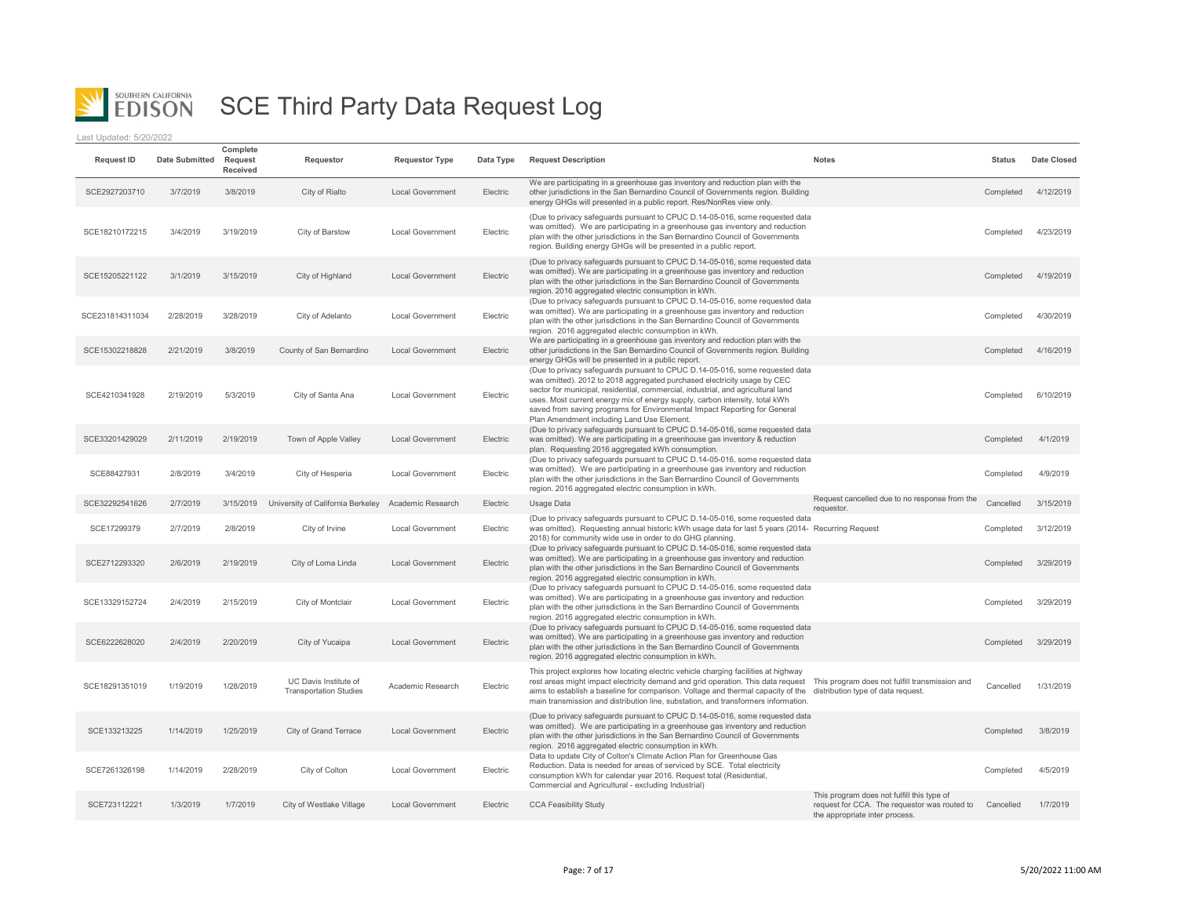# SCE Third Party Data Request Log

Last Updated: 5/20/2022

| Request ID | Date Submitted | Complete Request Received | Requestor | Requestor Type | Data Type | Request Description | Notes | Status | Date Closed |
|---|---|---|---|---|---|---|---|---|---|
| SCE2927203710 | 3/7/2019 | 3/8/2019 | City of Rialto | Local Government | Electric | We are participating in a greenhouse gas inventory and reduction plan with the other jurisdictions in the San Bernardino Council of Governments region. Building energy GHGs will presented in a public report. Res/NonRes view only. | | Completed | 4/12/2019 |
| SCE18210172215 | 3/4/2019 | 3/19/2019 | City of Barstow | Local Government | Electric | (Due to privacy safeguards pursuant to CPUC D.14-05-016, some requested data was omitted). We are participating in a greenhouse gas inventory and reduction plan with the other jurisdictions in the San Bernardino Council of Governments region. Building energy GHGs will be presented in a public report. | | Completed | 4/23/2019 |
| SCE15205221122 | 3/1/2019 | 3/15/2019 | City of Highland | Local Government | Electric | (Due to privacy safeguards pursuant to CPUC D.14-05-016, some requested data was omitted). We are participating in a greenhouse gas inventory and reduction plan with the other jurisdictions in the San Bernardino Council of Governments region. 2016 aggregated electric consumption in kWh. | | Completed | 4/19/2019 |
| SCE231814311034 | 2/28/2019 | 3/28/2019 | City of Adelanto | Local Government | Electric | (Due to privacy safeguards pursuant to CPUC D.14-05-016, some requested data was omitted). We are participating in a greenhouse gas inventory and reduction plan with the other jurisdictions in the San Bernardino Council of Governments region. 2016 aggregated electric consumption in kWh. | | Completed | 4/30/2019 |
| SCE15302218828 | 2/21/2019 | 3/8/2019 | County of San Bernardino | Local Government | Electric | We are participating in a greenhouse gas inventory and reduction plan with the other jurisdictions in the San Bernardino Council of Governments region. Building energy GHGs will be presented in a public report. | | Completed | 4/16/2019 |
| SCE4210341928 | 2/19/2019 | 5/3/2019 | City of Santa Ana | Local Government | Electric | (Due to privacy safeguards pursuant to CPUC D.14-05-016, some requested data was omitted). 2012 to 2018 aggregated purchased electricity usage by CEC sector for municipal, residential, commercial, industrial, and agricultural land uses. Most current energy mix of energy supply, carbon intensity, total kWh saved from saving programs for Environmental Impact Reporting for General Plan Amendment including Land Use Element. | | Completed | 6/10/2019 |
| SCE33201429029 | 2/11/2019 | 2/19/2019 | Town of Apple Valley | Local Government | Electric | (Due to privacy safeguards pursuant to CPUC D.14-05-016, some requested data was omitted). We are participating in a greenhouse gas inventory & reduction plan. Requesting 2016 aggregated kWh consumption. | | Completed | 4/1/2019 |
| SCE88427931 | 2/8/2019 | 3/4/2019 | City of Hesperia | Local Government | Electric | (Due to privacy safeguards pursuant to CPUC D.14-05-016, some requested data was omitted). We are participating in a greenhouse gas inventory and reduction plan with the other jurisdictions in the San Bernardino Council of Governments region. 2016 aggregated electric consumption in kWh. | | Completed | 4/9/2019 |
| SCE32292541626 | 2/7/2019 | 3/15/2019 | University of California Berkeley | Academic Research | Electric | Usage Data | Request cancelled due to no response from the requestor. | Cancelled | 3/15/2019 |
| SCE17299379 | 2/7/2019 | 2/8/2019 | City of Irvine | Local Government | Electric | (Due to privacy safeguards pursuant to CPUC D.14-05-016, some requested data was omitted). Requesting annual historic kWh usage data for last 5 years (2014-2018) for community wide use in order to do GHG planning. | Recurring Request | Completed | 3/12/2019 |
| SCE2712293320 | 2/6/2019 | 2/19/2019 | City of Loma Linda | Local Government | Electric | (Due to privacy safeguards pursuant to CPUC D.14-05-016, some requested data was omitted). We are participating in a greenhouse gas inventory and reduction plan with the other jurisdictions in the San Bernardino Council of Governments region. 2016 aggregated electric consumption in kWh. | | Completed | 3/29/2019 |
| SCE13329152724 | 2/4/2019 | 2/15/2019 | City of Montclair | Local Government | Electric | (Due to privacy safeguards pursuant to CPUC D.14-05-016, some requested data was omitted). We are participating in a greenhouse gas inventory and reduction plan with the other jurisdictions in the San Bernardino Council of Governments region. 2016 aggregated electric consumption in kWh. | | Completed | 3/29/2019 |
| SCE6222628020 | 2/4/2019 | 2/20/2019 | City of Yucaipa | Local Government | Electric | (Due to privacy safeguards pursuant to CPUC D.14-05-016, some requested data was omitted). We are participating in a greenhouse gas inventory and reduction plan with the other jurisdictions in the San Bernardino Council of Governments region. 2016 aggregated electric consumption in kWh. | | Completed | 3/29/2019 |
| SCE18291351019 | 1/19/2019 | 1/28/2019 | UC Davis Institute of Transportation Studies | Academic Research | Electric | This project explores how locating electric vehicle charging facilities at highway rest areas might impact electricity demand and grid operation. This data request aims to establish a baseline for comparison. Voltage and thermal capacity of the main transmission and distribution line, substation, and transformers information. | This program does not fulfill transmission and distribution type of data request. | Cancelled | 1/31/2019 |
| SCE133213225 | 1/14/2019 | 1/25/2019 | City of Grand Terrace | Local Government | Electric | (Due to privacy safeguards pursuant to CPUC D.14-05-016, some requested data was omitted). We are participating in a greenhouse gas inventory and reduction plan with the other jurisdictions in the San Bernardino Council of Governments region. 2016 aggregated electric consumption in kWh. | | Completed | 3/8/2019 |
| SCE7261326198 | 1/14/2019 | 2/28/2019 | City of Colton | Local Government | Electric | Data to update City of Colton's Climate Action Plan for Greenhouse Gas Reduction. Data is needed for areas of serviced by SCE. Total electricity consumption kWh for calendar year 2016. Request total (Residential, Commercial and Agricultural - excluding Industrial) | | Completed | 4/5/2019 |
| SCE723112221 | 1/3/2019 | 1/7/2019 | City of Westlake Village | Local Government | Electric | CCA Feasibility Study | This program does not fulfill this type of request for CCA. The requestor was routed to the appropriate inter process. | Cancelled | 1/7/2019 |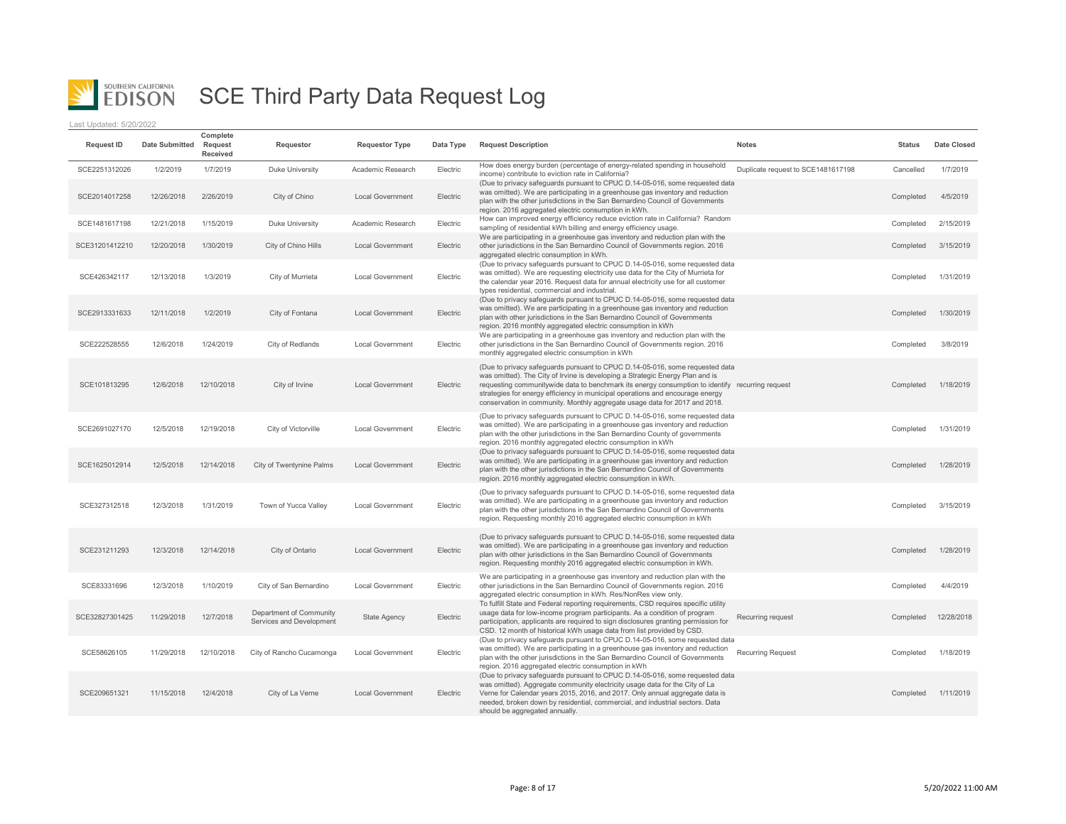# SCE Third Party Data Request Log

Last Updated: 5/20/2022

| Request ID | Date Submitted | Complete Request Received | Requestor | Requestor Type | Data Type | Request Description | Notes | Status | Date Closed |
|---|---|---|---|---|---|---|---|---|---|
| SCE2251312026 | 1/2/2019 | 1/7/2019 | Duke University | Academic Research | Electric | How does energy burden (percentage of energy-related spending in household income) contribute to eviction rate in California? | Duplicate request to SCE1481617198 | Cancelled | 1/7/2019 |
| SCE2014017258 | 12/26/2018 | 2/26/2019 | City of Chino | Local Government | Electric | (Due to privacy safeguards pursuant to CPUC D.14-05-016, some requested data was omitted). We are participating in a greenhouse gas inventory and reduction plan with the other jurisdictions in the San Bernardino Council of Governments region. 2016 aggregated electric consumption in kWh. | | Completed | 4/5/2019 |
| SCE1481617198 | 12/21/2018 | 1/15/2019 | Duke University | Academic Research | Electric | How can improved energy efficiency reduce eviction rate in California? Random sampling of residential kWh billing and energy efficiency usage. | | Completed | 2/15/2019 |
| SCE31201412210 | 12/20/2018 | 1/30/2019 | City of Chino Hills | Local Government | Electric | We are participating in a greenhouse gas inventory and reduction plan with the other jurisdictions in the San Bernardino Council of Governments region. 2016 aggregated electric consumption in kWh. | | Completed | 3/15/2019 |
| SCE426342117 | 12/13/2018 | 1/3/2019 | City of Murrieta | Local Government | Electric | (Due to privacy safeguards pursuant to CPUC D.14-05-016, some requested data was omitted). We are requesting electricity use data for the City of Murrieta for the calendar year 2016. Request data for annual electricity use for all customer types residential, commercial and industrial. | | Completed | 1/31/2019 |
| SCE2913331633 | 12/11/2018 | 1/2/2019 | City of Fontana | Local Government | Electric | (Due to privacy safeguards pursuant to CPUC D.14-05-016, some requested data was omitted). We are participating in a greenhouse gas inventory and reduction plan with other jurisdictions in the San Bernardino Council of Governments region. 2016 monthly aggregated electric consumption in kWh | | Completed | 1/30/2019 |
| SCE222528555 | 12/6/2018 | 1/24/2019 | City of Redlands | Local Government | Electric | We are participating in a greenhouse gas inventory and reduction plan with the other jurisdictions in the San Bernardino Council of Governments region. 2016 monthly aggregated electric consumption in kWh | | Completed | 3/8/2019 |
| SCE101813295 | 12/6/2018 | 12/10/2018 | City of Irvine | Local Government | Electric | (Due to privacy safeguards pursuant to CPUC D.14-05-016, some requested data was omitted). The City of Irvine is developing a Strategic Energy Plan and is requesting communitywide data to benchmark its energy consumption to identify strategies for energy efficiency in municipal operations and encourage energy conservation in community. Monthly aggregate usage data for 2017 and 2018. | recurring request | Completed | 1/18/2019 |
| SCE2691027170 | 12/5/2018 | 12/19/2018 | City of Victorville | Local Government | Electric | (Due to privacy safeguards pursuant to CPUC D.14-05-016, some requested data was omitted). We are participating in a greenhouse gas inventory and reduction plan with the other jurisdictions in the San Bernardino County of governments region. 2016 monthly aggregated electric consumption in kWh | | Completed | 1/31/2019 |
| SCE1625012914 | 12/5/2018 | 12/14/2018 | City of Twentynine Palms | Local Government | Electric | (Due to privacy safeguards pursuant to CPUC D.14-05-016, some requested data was omitted). We are participating in a greenhouse gas inventory and reduction plan with the other jurisdictions in the San Bernardino Council of Governments region. 2016 monthly aggregated electric consumption in kWh. | | Completed | 1/28/2019 |
| SCE327312518 | 12/3/2018 | 1/31/2019 | Town of Yucca Valley | Local Government | Electric | (Due to privacy safeguards pursuant to CPUC D.14-05-016, some requested data was omitted). We are participating in a greenhouse gas inventory and reduction plan with the other jurisdictions in the San Bernardino Council of Governments region. Requesting monthly 2016 aggregated electric consumption in kWh | | Completed | 3/15/2019 |
| SCE231211293 | 12/3/2018 | 12/14/2018 | City of Ontario | Local Government | Electric | (Due to privacy safeguards pursuant to CPUC D.14-05-016, some requested data was omitted). We are participating in a greenhouse gas inventory and reduction plan with other jurisdictions in the San Bernardino Council of Governments region. Requesting monthly 2016 aggregated electric consumption in kWh. | | Completed | 1/28/2019 |
| SCE83331696 | 12/3/2018 | 1/10/2019 | City of San Bernardino | Local Government | Electric | We are participating in a greenhouse gas inventory and reduction plan with the other jurisdictions in the San Bernardino Council of Governments region. 2016 aggregated electric consumption in kWh. Res/NonRes view only. | | Completed | 4/4/2019 |
| SCE32827301425 | 11/29/2018 | 12/7/2018 | Department of Community Services and Development | State Agency | Electric | To fulfill State and Federal reporting requirements, CSD requires specific utility usage data for low-income program participants. As a condition of program participation, applicants are required to sign disclosures granting permission for CSD. 12 month of historical kWh usage data from list provided by CSD. | Recurring request | Completed | 12/28/2018 |
| SCE58626105 | 11/29/2018 | 12/10/2018 | City of Rancho Cucamonga | Local Government | Electric | (Due to privacy safeguards pursuant to CPUC D.14-05-016, some requested data was omitted). We are participating in a greenhouse gas inventory and reduction plan with the other jurisdictions in the San Bernardino Council of Governments region. 2016 aggregated electric consumption in kWh | Recurring Request | Completed | 1/18/2019 |
| SCE209651321 | 11/15/2018 | 12/4/2018 | City of La Verne | Local Government | Electric | (Due to privacy safeguards pursuant to CPUC D.14-05-016, some requested data was omitted). Aggregate community electricity usage data for the City of La Verne for Calendar years 2015, 2016, and 2017. Only annual aggregate data is needed, broken down by residential, commercial, and industrial sectors. Data should be aggregated annually. | | Completed | 1/11/2019 |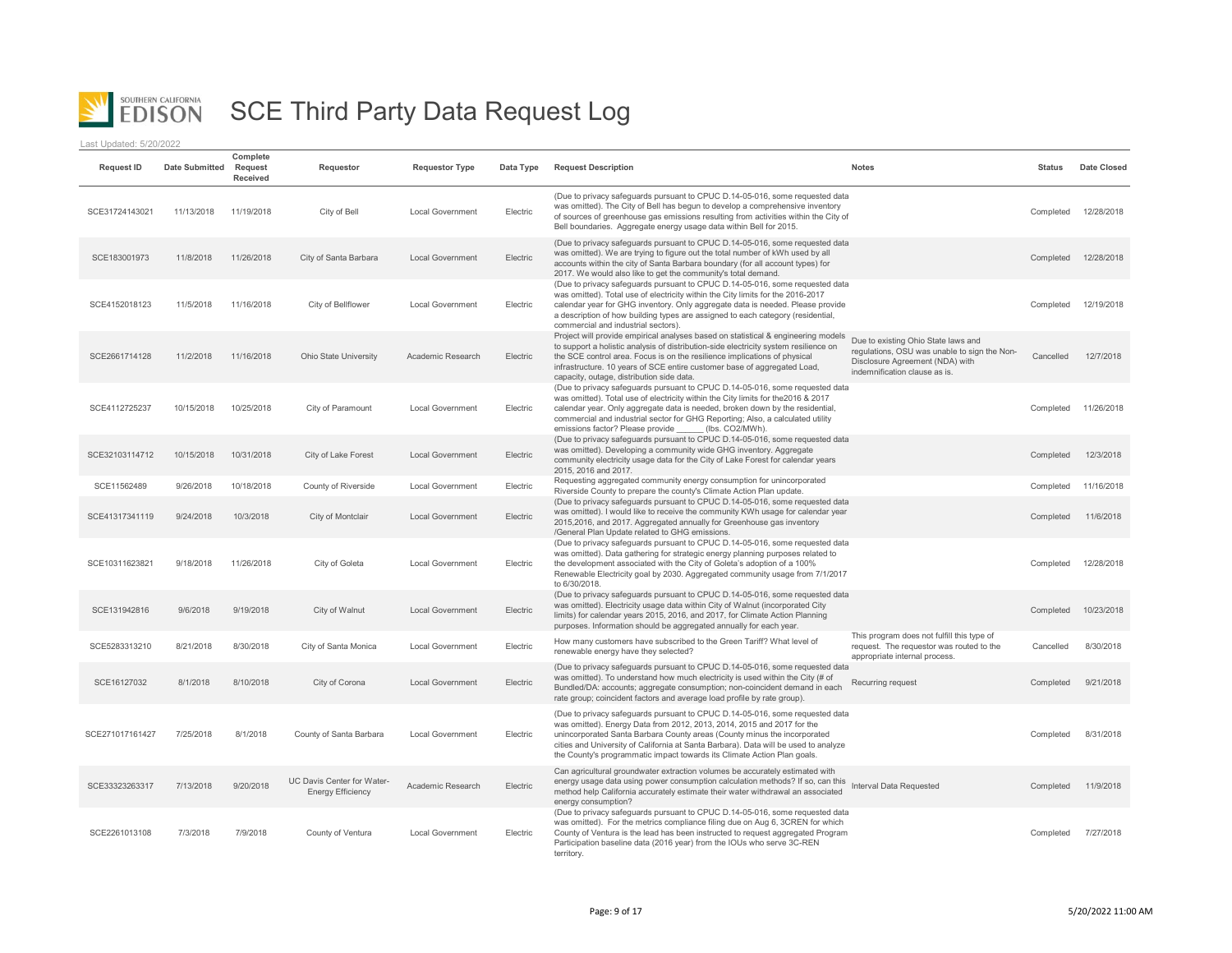# SCE Third Party Data Request Log

Last Updated: 5/20/2022

| Request ID | Date Submitted | Complete Request Received | Requestor | Requestor Type | Data Type | Request Description | Notes | Status | Date Closed |
|---|---|---|---|---|---|---|---|---|---|
| SCE31724143021 | 11/13/2018 | 11/19/2018 | City of Bell | Local Government | Electric | (Due to privacy safeguards pursuant to CPUC D.14-05-016, some requested data was omitted). The City of Bell has begun to develop a comprehensive inventory of sources of greenhouse gas emissions resulting from activities within the City of Bell boundaries. Aggregate energy usage data within Bell for 2015. | | Completed | 12/28/2018 |
| SCE183001973 | 11/8/2018 | 11/26/2018 | City of Santa Barbara | Local Government | Electric | (Due to privacy safeguards pursuant to CPUC D.14-05-016, some requested data was omitted). We are trying to figure out the total number of kWh used by all accounts within the city of Santa Barbara boundary (for all account types) for 2017. We would also like to get the community's total demand. | | Completed | 12/28/2018 |
| SCE4152018123 | 11/5/2018 | 11/16/2018 | City of Bellflower | Local Government | Electric | (Due to privacy safeguards pursuant to CPUC D.14-05-016, some requested data was omitted). Total use of electricity within the City limits for the 2016-2017 calendar year for GHG inventory. Only aggregate data is needed. Please provide a description of how building types are assigned to each category (residential, commercial and industrial sectors). | | Completed | 12/19/2018 |
| SCE2661714128 | 11/2/2018 | 11/16/2018 | Ohio State University | Academic Research | Electric | Project will provide empirical analyses based on statistical & engineering models to support a holistic analysis of distribution-side electricity system resilience on the SCE control area. Focus is on the resilience implications of physical infrastructure. 10 years of SCE entire customer base of aggregated Load, capacity, outage, distribution side data. | Due to existing Ohio State laws and regulations, OSU was unable to sign the Non-Disclosure Agreement (NDA) with indemnification clause as is. | Cancelled | 12/7/2018 |
| SCE4112725237 | 10/15/2018 | 10/25/2018 | City of Paramount | Local Government | Electric | (Due to privacy safeguards pursuant to CPUC D.14-05-016, some requested data was omitted). Total use of electricity within the City limits for the2016 & 2017 calendar year. Only aggregate data is needed, broken down by the residential, commercial and industrial sector for GHG Reporting; Also, a calculated utility emissions factor? Please provide ______ (lbs. CO2/MWh). | | Completed | 11/26/2018 |
| SCE32103114712 | 10/15/2018 | 10/31/2018 | City of Lake Forest | Local Government | Electric | (Due to privacy safeguards pursuant to CPUC D.14-05-016, some requested data was omitted). Developing a community wide GHG inventory. Aggregate community electricity usage data for the City of Lake Forest for calendar years 2015, 2016 and 2017. | | Completed | 12/3/2018 |
| SCE11562489 | 9/26/2018 | 10/18/2018 | County of Riverside | Local Government | Electric | Requesting aggregated community energy consumption for unincorporated Riverside County to prepare the county's Climate Action Plan update. | | Completed | 11/16/2018 |
| SCE41317341119 | 9/24/2018 | 10/3/2018 | City of Montclair | Local Government | Electric | (Due to privacy safeguards pursuant to CPUC D.14-05-016, some requested data was omitted). I would like to receive the community KWh usage for calendar year 2015,2016, and 2017. Aggregated annually for Greenhouse gas inventory /General Plan Update related to GHG emissions. | | Completed | 11/6/2018 |
| SCE10311623821 | 9/18/2018 | 11/26/2018 | City of Goleta | Local Government | Electric | (Due to privacy safeguards pursuant to CPUC D.14-05-016, some requested data was omitted). Data gathering for strategic energy planning purposes related to the development associated with the City of Goleta's adoption of a 100% Renewable Electricity goal by 2030. Aggregated community usage from 7/1/2017 to 6/30/2018. | | Completed | 12/28/2018 |
| SCE131942816 | 9/6/2018 | 9/19/2018 | City of Walnut | Local Government | Electric | (Due to privacy safeguards pursuant to CPUC D.14-05-016, some requested data was omitted). Electricity usage data within City of Walnut (incorporated City limits) for calendar years 2015, 2016, and 2017, for Climate Action Planning purposes. Information should be aggregated annually for each year. | | Completed | 10/23/2018 |
| SCE5283313210 | 8/21/2018 | 8/30/2018 | City of Santa Monica | Local Government | Electric | How many customers have subscribed to the Green Tariff? What level of renewable energy have they selected? | This program does not fulfill this type of request. The requestor was routed to the appropriate internal process. | Cancelled | 8/30/2018 |
| SCE16127032 | 8/1/2018 | 8/10/2018 | City of Corona | Local Government | Electric | (Due to privacy safeguards pursuant to CPUC D.14-05-016, some requested data was omitted). To understand how much electricity is used within the City (# of Bundled/DA: accounts; aggregate consumption; non-coincident demand in each rate group; coincident factors and average load profile by rate group). | Recurring request | Completed | 9/21/2018 |
| SCE271017161427 | 7/25/2018 | 8/1/2018 | County of Santa Barbara | Local Government | Electric | (Due to privacy safeguards pursuant to CPUC D.14-05-016, some requested data was omitted). Energy Data from 2012, 2013, 2014, 2015 and 2017 for the unincorporated Santa Barbara County areas (County minus the incorporated cities and University of California at Santa Barbara). Data will be used to analyze the County's programmatic impact towards its Climate Action Plan goals. | | Completed | 8/31/2018 |
| SCE33323263317 | 7/13/2018 | 9/20/2018 | UC Davis Center for Water-Energy Efficiency | Academic Research | Electric | Can agricultural groundwater extraction volumes be accurately estimated with energy usage data using power consumption calculation methods? If so, can this method help California accurately estimate their water withdrawal an associated energy consumption? | Interval Data Requested | Completed | 11/9/2018 |
| SCE2261013108 | 7/3/2018 | 7/9/2018 | County of Ventura | Local Government | Electric | (Due to privacy safeguards pursuant to CPUC D.14-05-016, some requested data was omitted). For the metrics compliance filing due on Aug 6, 3CREN for which County of Ventura is the lead has been instructed to request aggregated Program Participation baseline data (2016 year) from the IOUs who serve 3C-REN territory. | | Completed | 7/27/2018 |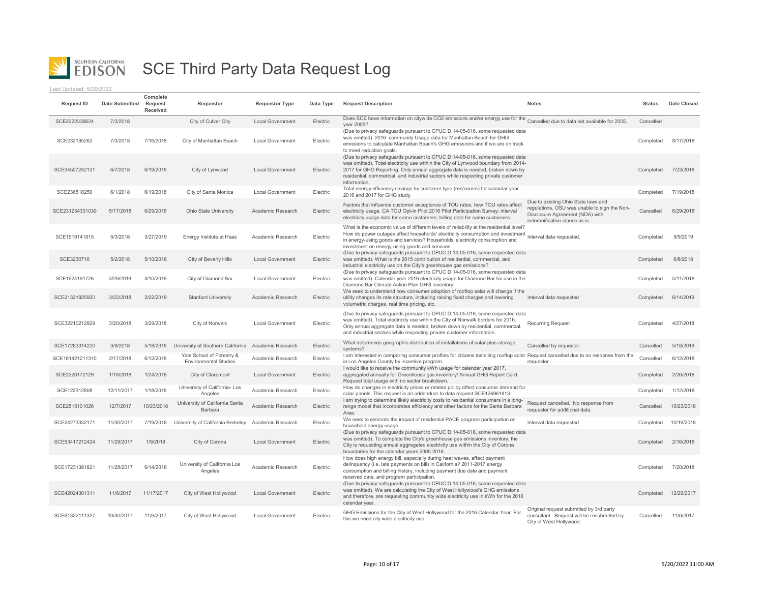# SCE Third Party Data Request Log

Last Updated: 5/20/2022

| Request ID | Date Submitted | Complete Request Received | Requestor | Requestor Type | Data Type | Request Description | Notes | Status | Date Closed |
|---|---|---|---|---|---|---|---|---|---|
| SCE2222336624 | 7/3/2018 | | City of Culver City | Local Government | Electric | Does SCE have information on citywide CO2 emissions and/or energy use for the year 2005? | Cancelled due to data not available for 2005. | Cancelled | |
| SCE232195262 | 7/3/2018 | 7/16/2018 | City of Manhattan Beach | Local Government | Electric | (Due to privacy safeguards pursuant to CPUC D.14-05-016, some requested data was omitted). 2016 community Usage data for Manhattan Beach for GHG emissions to calculate Manhattan Beach's GHG emissions and if we are on track to meet reduction goals. | | Completed | 8/17/2018 |
| SCE34527242131 | 6/7/2018 | 6/19/2018 | City of Lynwood | Local Government | Electric | (Due to privacy safeguards pursuant to CPUC D.14-05-016, some requested data was omitted). Total electricity use within the City of Lynwood boundary from 2014-2017 for GHG Reporting. Only annual aggregate data is needed, broken down by residential, commercial, and industrial sectors while respecting private customer information. | | Completed | 7/23/2018 |
| SCE236518250 | 6/1/2018 | 6/19/2018 | City of Santa Monica | Local Government | Electric | Total energy efficiency savings by customer type (res/comm) for calendar year 2016 and 2017 for GHG study. | | Completed | 7/19/2018 |
| SCE231234331030 | 5/17/2018 | 6/29/2018 | Ohio State University | Academic Research | Electric | Factors that influence customer acceptance of TOU rates, how TOU rates affect electricity usage. CA TOU Opt-in Pilot 2016 Pilot Participation Survey; interval electricity usage data for same customers; billing data for same customers | Due to existing Ohio State laws and regulations, OSU was unable to sign the Non-Disclosure Agreement (NDA) with indemnification clause as is. | Cancelled | 6/29/2018 |
| SCE1510141815 | 5/3/2018 | 3/27/2019 | Energy Institute at Haas | Academic Research | Electric | What is the economic value of different levels of reliability at the residential level? How do power outages affect households' electricity consumption and investment in energy-using goods and services? Households' electricity consumption and investment on energy-using goods and services. | Interval data requested. | Completed | 9/9/2019 |
| SCE3230716 | 5/2/2018 | 5/10/2018 | City of Beverly Hills | Local Government | Electric | (Due to privacy safeguards pursuant to CPUC D.14-05-016, some requested data was omitted). What is the 2015 contribution of residential, commercial, and industrial electricity use on the City's greenhouse gas emissions? | | Completed | 6/8/2018 |
| SCE1624191726 | 3/29/2018 | 4/10/2018 | City of Diamond Bar | Local Government | Electric | (Due to privacy safeguards pursuant to CPUC D.14-05-016, some requested data was omitted). Calendar year 2016 electricity usage for Diamond Bar for use in the Diamond Bar Climate Action Plan GHG inventory. | | Completed | 5/11/2018 |
| SCE21321925920 | 3/22/2018 | 3/22/2019 | Stanford University | Academic Research | Electric | We seek to understand how consumer adoption of rooftop solar will change if the utility changes its rate structure, including raising fixed charges and lowering volumetric charges, real time pricing, etc. | Interval data requested | Completed | 6/14/2019 |
| SCE32210212929 | 3/20/2018 | 3/29/2018 | City of Norwalk | Local Government | Electric | (Due to privacy safeguards pursuant to CPUC D.14-05-016, some requested data was omitted). Total electricity use within the City of Norwalk borders for 2016. Only annual aggregate data is needed, broken down by residential, commercial, and industrial sectors while respecting private customer information. | Recurring Request | Completed | 4/27/2018 |
| SCE17283314220 | 3/9/2018 | 5/18/2018 | University of Southern California | Academic Research | Electric | What determines geographic distribution of installations of solar-plus-storage systems? | Cancelled by requestor. | Cancelled | 5/18/2018 |
| SCE161421211310 | 2/17/2018 | 6/12/2018 | Yale School of Forestry & Environmental Studies | Academic Research | Electric | I am interested in comparing consumer profiles for citizens installing rooftop solar in Los Angeles County by incentive program. | Request cancelled due to no response from the requestor | Cancelled | 6/12/2018 |
| SCE2220172129 | 1/18/2018 | 1/24/2018 | City of Claremont | Local Government | Electric | I would like to receive the community kWh usage for calendar year 2017, aggregated annually for Greenhouse gas inventory/ Annual GHG Report Card. Request total usage with no sector breakdown. | | Completed | 2/26/2018 |
| SCE122312808 | 12/11/2017 | 1/18/2018 | University of California- Los Angeles | Academic Research | Electric | How do changes in electricity prices or related policy affect consumer demand for solar panels. This request is an addendum to data request SCE126961813. | | Completed | 1/12/2018 |
| SCE2515101026 | 12/7/2017 | 10/23/2018 | University of California Santa Barbara | Academic Research | Electric | I am trying to determine likely electricity costs to residential consumers in a long-range model that incorporates efficiency and other factors for the Santa Barbara Area. | Request cancelled. No response from requestor for additional data. | Cancelled | 10/23/2018 |
| SCE24273332171 | 11/30/2017 | 7/19/2018 | University of California Berkeley | Academic Research | Electric | We seek to estimate the impact of residential PACE program participation on household energy usage | Interval data requested. | Completed | 10/19/2018 |
| SCE53417212424 | 11/29/2017 | 1/9/2018 | City of Corona | Local Government | Electric | (Due to privacy safeguards pursuant to CPUC D.14-05-016, some requested data was omitted). To complete the City's greenhouse gas emissions inventory, the City is requesting annual aggregated electricity use within the City of Corona boundaries for the calendar years 2005-2016 | | Completed | 2/16/2018 |
| SCE17231381821 | 11/28/2017 | 6/14/2018 | University of California Los Angeles | Academic Research | Electric | How does high energy bill, especially during heat waves, affect payment delinquency (i.e. late payments on bill) in California? 2011-2017 energy consumption and billing history, including payment due date and payment received date, and program participation. | | Completed | 7/20/2018 |
| SCE42024301311 | 11/6/2017 | 11/17/2017 | City of West Hollywood | Local Government | Electric | (Due to privacy safeguards pursuant to CPUC D.14-05-016, some requested data was omitted). We are calculating the City of West Hollywood's GHG emissions and therefore, are requesting community wide electricity use in kWh for the 2016 calendar year. | | Completed | 12/29/2017 |
| SCE61322111327 | 10/30/2017 | 11/6/2017 | City of West Hollywood | Local Government | Electric | GHG Emissions for the City of West Hollywood for the 2016 Calendar Year. For this we need city wide electricity use. | Original request submitted by 3rd party consultant. Request will be resubmitted by City of West Hollywood. | Cancelled | 11/6/2017 |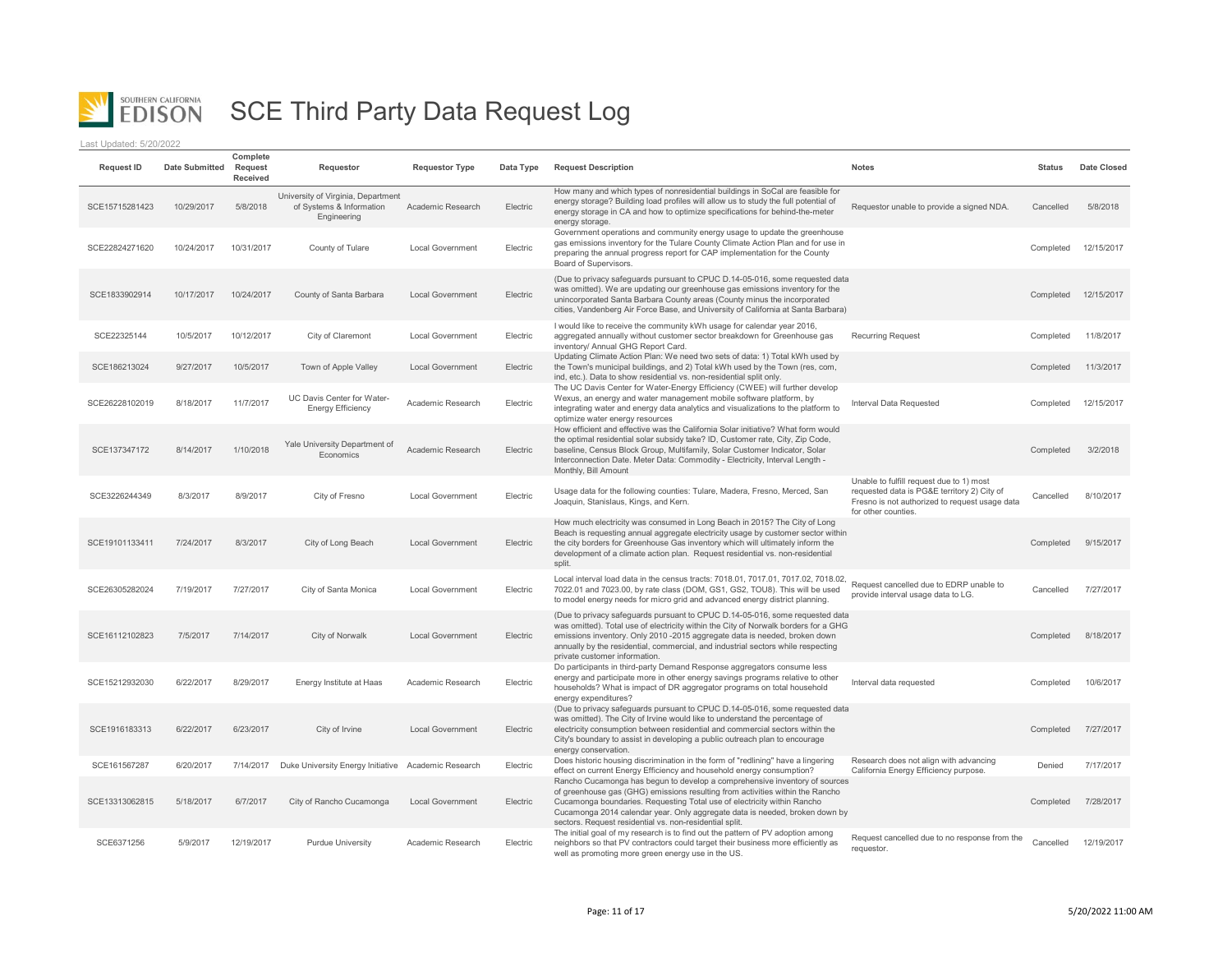# SCE Third Party Data Request Log

Last Updated: 5/20/2022

| Request ID | Date Submitted | Complete Request Received | Requestor | Requestor Type | Data Type | Request Description | Notes | Status | Date Closed |
|---|---|---|---|---|---|---|---|---|---|
| SCE15715281423 | 10/29/2017 | 5/8/2018 | University of Virginia, Department of Systems & Information Engineering | Academic Research | Electric | How many and which types of nonresidential buildings in SoCal are feasible for energy storage? Building load profiles will allow us to study the full potential of energy storage in CA and how to optimize specifications for behind-the-meter energy storage. | Requestor unable to provide a signed NDA. | Cancelled | 5/8/2018 |
| SCE22824271620 | 10/24/2017 | 10/31/2017 | County of Tulare | Local Government | Electric | Government operations and community energy usage to update the greenhouse gas emissions inventory for the Tulare County Climate Action Plan and for use in preparing the annual progress report for CAP implementation for the County Board of Supervisors. | | Completed | 12/15/2017 |
| SCE1833902914 | 10/17/2017 | 10/24/2017 | County of Santa Barbara | Local Government | Electric | (Due to privacy safeguards pursuant to CPUC D.14-05-016, some requested data was omitted). We are updating our greenhouse gas emissions inventory for the unincorporated Santa Barbara County areas (County minus the incorporated cities, Vandenberg Air Force Base, and University of California at Santa Barbara) | | Completed | 12/15/2017 |
| SCE22325144 | 10/5/2017 | 10/12/2017 | City of Claremont | Local Government | Electric | I would like to receive the community kWh usage for calendar year 2016, aggregated annually without customer sector breakdown for Greenhouse gas inventory/ Annual GHG Report Card. | Recurring Request | Completed | 11/8/2017 |
| SCE186213024 | 9/27/2017 | 10/5/2017 | Town of Apple Valley | Local Government | Electric | Updating Climate Action Plan: We need two sets of data: 1) Total kWh used by the Town's municipal buildings, and 2) Total kWh used by the Town (res, com, ind, etc.). Data to show residential vs. non-residential split only. | | Completed | 11/3/2017 |
| SCE26228102019 | 8/18/2017 | 11/7/2017 | UC Davis Center for Water-Energy Efficiency | Academic Research | Electric | The UC Davis Center for Water-Energy Efficiency (CWEE) will further develop Wexus, an energy and water management mobile software platform, by integrating water and energy data analytics and visualizations to the platform to optimize water energy resources | Interval Data Requested | Completed | 12/15/2017 |
| SCE137347172 | 8/14/2017 | 1/10/2018 | Yale University Department of Economics | Academic Research | Electric | How efficient and effective was the California Solar initiative? What form would the optimal residential solar subsidy take? ID, Customer rate, City, Zip Code, baseline, Census Block Group, Multifamily, Solar Customer Indicator, Solar Interconnection Date. Meter Data: Commodity - Electricity, Interval Length - Monthly, Bill Amount | | Completed | 3/2/2018 |
| SCE3226244349 | 8/3/2017 | 8/9/2017 | City of Fresno | Local Government | Electric | Usage data for the following counties: Tulare, Madera, Fresno, Merced, San Joaquin, Stanislaus, Kings, and Kern. | Unable to fulfill request due to 1) most requested data is PG&E territory 2) City of Fresno is not authorized to request usage data for other counties. | Cancelled | 8/10/2017 |
| SCE19101133411 | 7/24/2017 | 8/3/2017 | City of Long Beach | Local Government | Electric | How much electricity was consumed in Long Beach in 2015? The City of Long Beach is requesting annual aggregate electricity usage by customer sector within the city borders for Greenhouse Gas inventory which will ultimately inform the development of a climate action plan. Request residential vs. non-residential split. | | Completed | 9/15/2017 |
| SCE26305282024 | 7/19/2017 | 7/27/2017 | City of Santa Monica | Local Government | Electric | Local interval load data in the census tracts: 7018.01, 7017.01, 7017.02, 7018.02, 7022.01 and 7023.00, by rate class (DOM, GS1, GS2, TOU8). This will be used to model energy needs for micro grid and advanced energy district planning. | Request cancelled due to EDRP unable to provide interval usage data to LG. | Cancelled | 7/27/2017 |
| SCE16112102823 | 7/5/2017 | 7/14/2017 | City of Norwalk | Local Government | Electric | (Due to privacy safeguards pursuant to CPUC D.14-05-016, some requested data was omitted). Total use of electricity within the City of Norwalk borders for a GHG emissions inventory. Only 2010 -2015 aggregate data is needed, broken down annually by the residential, commercial, and industrial sectors while respecting private customer information. | | Completed | 8/18/2017 |
| SCE15212932030 | 6/22/2017 | 8/29/2017 | Energy Institute at Haas | Academic Research | Electric | Do participants in third-party Demand Response aggregators consume less energy and participate more in other energy savings programs relative to other households? What is impact of DR aggregator programs on total household energy expenditures? | Interval data requested | Completed | 10/6/2017 |
| SCE1916183313 | 6/22/2017 | 6/23/2017 | City of Irvine | Local Government | Electric | (Due to privacy safeguards pursuant to CPUC D.14-05-016, some requested data was omitted). The City of Irvine would like to understand the percentage of electricity consumption between residential and commercial sectors within the City's boundary to assist in developing a public outreach plan to encourage energy conservation. | | Completed | 7/27/2017 |
| SCE161567287 | 6/20/2017 | 7/14/2017 | Duke University Energy Initiative | Academic Research | Electric | Does historic housing discrimination in the form of "redlining" have a lingering effect on current Energy Efficiency and household energy consumption? | Research does not align with advancing California Energy Efficiency purpose. | Denied | 7/17/2017 |
| SCE13313062815 | 5/18/2017 | 6/7/2017 | City of Rancho Cucamonga | Local Government | Electric | Rancho Cucamonga has begun to develop a comprehensive inventory of sources of greenhouse gas (GHG) emissions resulting from activities within the Rancho Cucamonga boundaries. Requesting Total use of electricity within Rancho Cucamonga 2014 calendar year. Only aggregate data is needed, broken down by sectors. Request residential vs. non-residential split. | | Completed | 7/28/2017 |
| SCE6371256 | 5/9/2017 | 12/19/2017 | Purdue University | Academic Research | Electric | The initial goal of my research is to find out the pattern of PV adoption among neighbors so that PV contractors could target their business more efficiently as well as promoting more green energy use in the US. | Request cancelled due to no response from the requestor. | Cancelled | 12/19/2017 |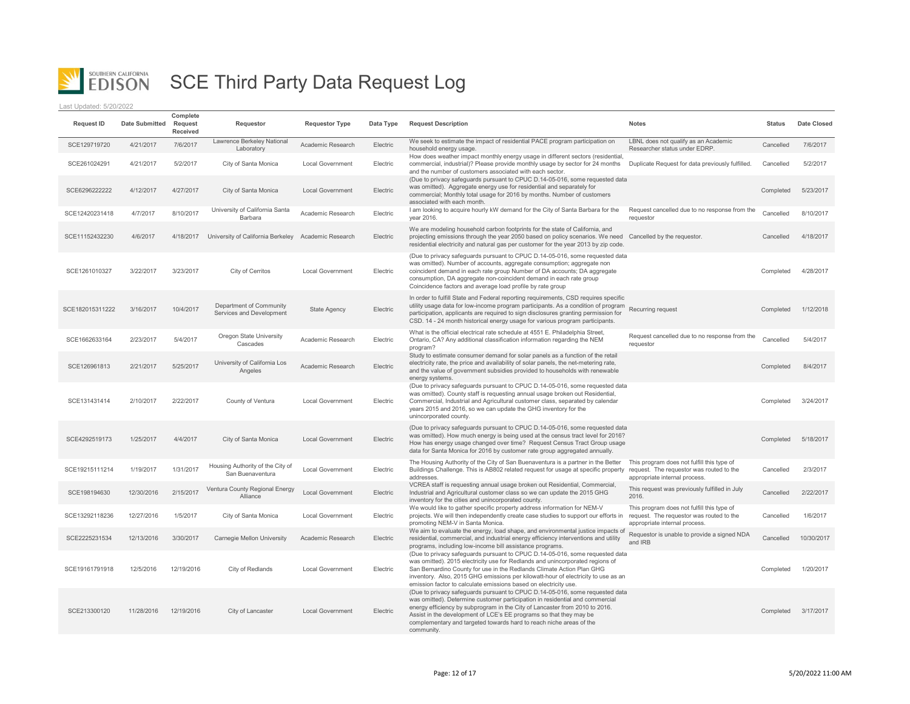# SCE Third Party Data Request Log

Last Updated: 5/20/2022

| Request ID | Date Submitted | Complete Request Received | Requestor | Requestor Type | Data Type | Request Description | Notes | Status | Date Closed |
|---|---|---|---|---|---|---|---|---|---|
| SCE129719720 | 4/21/2017 | 7/6/2017 | Lawrence Berkeley National Laboratory | Academic Research | Electric | We seek to estimate the impact of residential PACE program participation on household energy usage. | LBNL does not qualify as an Academic Researcher status under EDRP. | Cancelled | 7/6/2017 |
| SCE261024291 | 4/21/2017 | 5/2/2017 | City of Santa Monica | Local Government | Electric | How does weather impact monthly energy usage in different sectors (residential, commercial, industrial)? Please provide monthly usage by sector for 24 months and the number of customers associated with each sector. | Duplicate Request for data previously fulfilled. | Cancelled | 5/2/2017 |
| SCE6296222222 | 4/12/2017 | 4/27/2017 | City of Santa Monica | Local Government | Electric | (Due to privacy safeguards pursuant to CPUC D.14-05-016, some requested data was omitted). Aggregate energy use for residential and separately for commercial; Monthly total usage for 2016 by months. Number of customers associated with each month. | | Completed | 5/23/2017 |
| SCE12420231418 | 4/7/2017 | 8/10/2017 | University of California Santa Barbara | Academic Research | Electric | I am looking to acquire hourly kW demand for the City of Santa Barbara for the year 2016. | Request cancelled due to no response from the requestor | Cancelled | 8/10/2017 |
| SCE11152432230 | 4/6/2017 | 4/18/2017 | University of California Berkeley | Academic Research | Electric | We are modeling household carbon footprints for the state of California, and projecting emissions through the year 2050 based on policy scenarios. We need residential electricity and natural gas per customer for the year 2013 by zip code. | Cancelled by the requestor. | Cancelled | 4/18/2017 |
| SCE1261010327 | 3/22/2017 | 3/23/2017 | City of Cerritos | Local Government | Electric | (Due to privacy safeguards pursuant to CPUC D.14-05-016, some requested data was omitted). Number of accounts, aggregate consumption; aggregate non coincident demand in each rate group Number of DA accounts; DA aggregate consumption, DA aggregate non-coincident demand in each rate group Coincidence factors and average load profile by rate group | | Completed | 4/28/2017 |
| SCE182015311222 | 3/16/2017 | 10/4/2017 | Department of Community Services and Development | State Agency | Electric | In order to fulfill State and Federal reporting requirements, CSD requires specific utility usage data for low-income program participants. As a condition of program participation, applicants are required to sign disclosures granting permission for CSD. 14 - 24 month historical energy usage for various program participants. | Recurring request | Completed | 1/12/2018 |
| SCE1662633164 | 2/23/2017 | 5/4/2017 | Oregon State University Cascades | Academic Research | Electric | What is the official electrical rate schedule at 4551 E. Philadelphia Street, Ontario, CA? Any additional classification information regarding the NEM program? | Request cancelled due to no response from the requestor | Cancelled | 5/4/2017 |
| SCE126961813 | 2/21/2017 | 5/25/2017 | University of California Los Angeles | Academic Research | Electric | Study to estimate consumer demand for solar panels as a function of the retail electricity rate, the price and availability of solar panels, the net-metering rate, and the value of government subsidies provided to households with renewable energy systems. | | Completed | 8/4/2017 |
| SCE131431414 | 2/10/2017 | 2/22/2017 | County of Ventura | Local Government | Electric | (Due to privacy safeguards pursuant to CPUC D.14-05-016, some requested data was omitted). County staff is requesting annual usage broken out Residential, Commercial, Industrial and Agricultural customer class, separated by calendar years 2015 and 2016, so we can update the GHG inventory for the unincorporated county. | | Completed | 3/24/2017 |
| SCE4292519173 | 1/25/2017 | 4/4/2017 | City of Santa Monica | Local Government | Electric | (Due to privacy safeguards pursuant to CPUC D.14-05-016, some requested data was omitted). How much energy is being used at the census tract level for 2016? How has energy usage changed over time? Request Census Tract Group usage data for Santa Monica for 2016 by customer rate group aggregated annually. | | Completed | 5/18/2017 |
| SCE19215111214 | 1/19/2017 | 1/31/2017 | Housing Authority of the City of San Buenaventura | Local Government | Electric | The Housing Authority of the City of San Buenaventura is a partner in the Better Buildings Challenge. This is AB802 related request for usage at specific property addresses. | This program does not fulfill this type of request. The requestor was routed to the appropriate internal process. | Cancelled | 2/3/2017 |
| SCE198194630 | 12/30/2016 | 2/15/2017 | Ventura County Regional Energy Alliance | Local Government | Electric | VCREA staff is requesting annual usage broken out Residential, Commercial, Industrial and Agricultural customer class so we can update the 2015 GHG inventory for the cities and unincorporated county. | This request was previously fulfilled in July 2016. | Cancelled | 2/22/2017 |
| SCE13292118236 | 12/27/2016 | 1/5/2017 | City of Santa Monica | Local Government | Electric | We would like to gather specific property address information for NEM-V projects. We will then independently create case studies to support our efforts in promoting NEM-V in Santa Monica. | This program does not fulfill this type of request. The requestor was routed to the appropriate internal process. | Cancelled | 1/6/2017 |
| SCE2225231534 | 12/13/2016 | 3/30/2017 | Carnegie Mellon University | Academic Research | Electric | We aim to evaluate the energy, load shape, and environmental justice impacts of residential, commercial, and industrial energy efficiency interventions and utility programs, including low-income bill assistance programs. | Requestor is unable to provide a signed NDA and IRB | Cancelled | 10/30/2017 |
| SCE19161791918 | 12/5/2016 | 12/19/2016 | City of Redlands | Local Government | Electric | (Due to privacy safeguards pursuant to CPUC D.14-05-016, some requested data was omitted). 2015 electricity use for Redlands and unincorporated regions of San Bernardino County for use in the Redlands Climate Action Plan GHG inventory. Also, 2015 GHG emissions per kilowatt-hour of electricity to use as an emission factor to calculate emissions based on electricity use. | | Completed | 1/20/2017 |
| SCE213300120 | 11/28/2016 | 12/19/2016 | City of Lancaster | Local Government | Electric | (Due to privacy safeguards pursuant to CPUC D.14-05-016, some requested data was omitted). Determine customer participation in residential and commercial energy efficiency by subprogram in the City of Lancaster from 2010 to 2016. Assist in the development of LCE's EE programs so that they may be complementary and targeted towards hard to reach niche areas of the community. | | Completed | 3/17/2017 |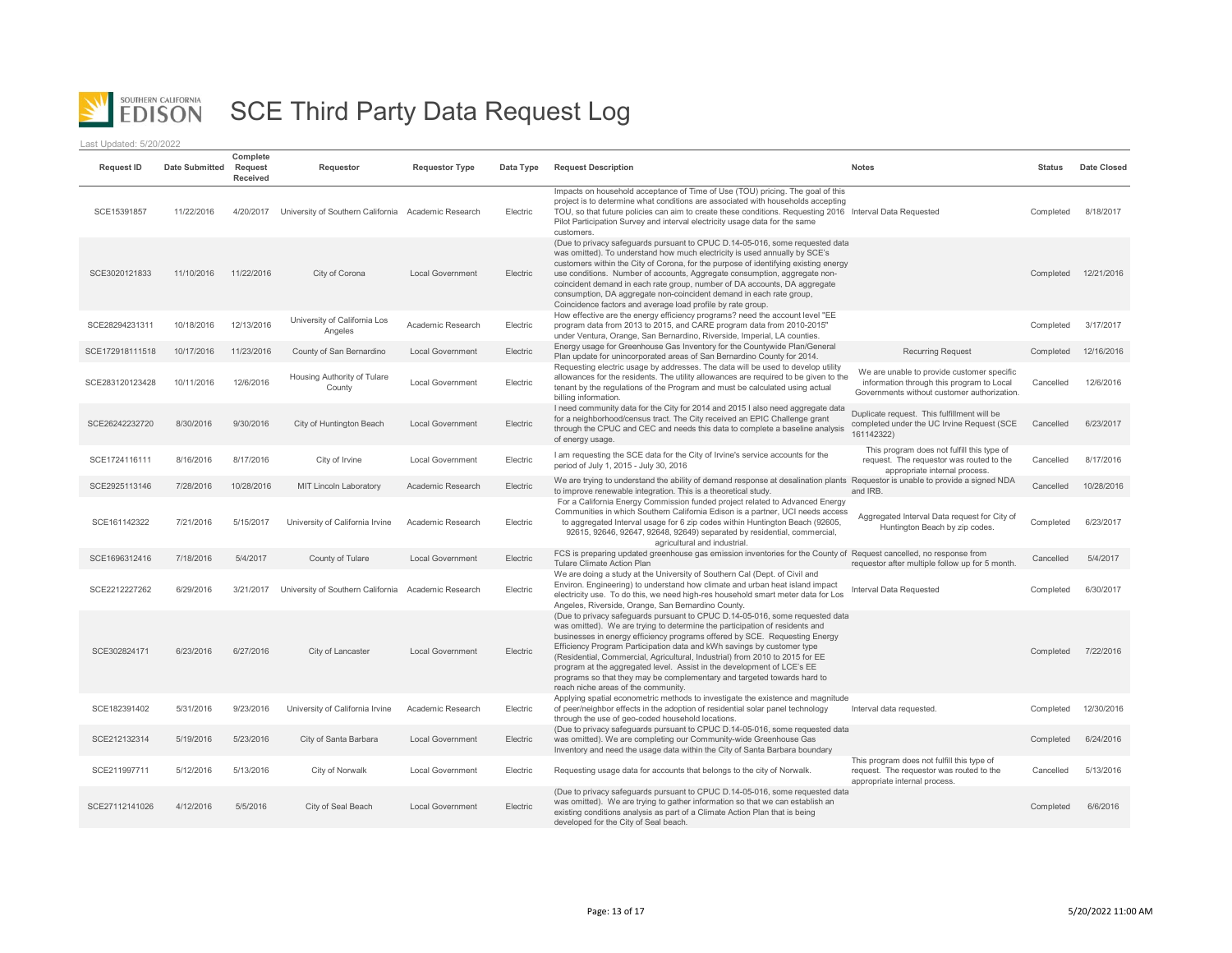# SCE Third Party Data Request Log

Last Updated: 5/20/2022

| Request ID | Date Submitted | Complete Request Received | Requestor | Requestor Type | Data Type | Request Description | Notes | Status | Date Closed |
|---|---|---|---|---|---|---|---|---|---|
| SCE15391857 | 11/22/2016 | 4/20/2017 | University of Southern California | Academic Research | Electric | Impacts on household acceptance of Time of Use (TOU) pricing. The goal of this project is to determine what conditions are associated with households accepting TOU, so that future policies can aim to create these conditions. Requesting 2016 Pilot Participation Survey and interval electricity usage data for the same customers. | Interval Data Requested | Completed | 8/18/2017 |
| SCE3020121833 | 11/10/2016 | 11/22/2016 | City of Corona | Local Government | Electric | (Due to privacy safeguards pursuant to CPUC D.14-05-016, some requested data was omitted). To understand how much electricity is used annually by SCE's customers within the City of Corona, for the purpose of identifying existing energy use conditions. Number of accounts, Aggregate consumption, aggregate non-coincident demand in each rate group, number of DA accounts, DA aggregate consumption, DA aggregate non-coincident demand in each rate group, Coincidence factors and average load profile by rate group. | | Completed | 12/21/2016 |
| SCE28294231311 | 10/18/2016 | 12/13/2016 | University of California Los Angeles | Academic Research | Electric | How effective are the energy efficiency programs? need the account level "EE program data from 2013 to 2015, and CARE program data from 2010-2015" under Ventura, Orange, San Bernardino, Riverside, Imperial, LA counties. | | Completed | 3/17/2017 |
| SCE172918111518 | 10/17/2016 | 11/23/2016 | County of San Bernardino | Local Government | Electric | Energy usage for Greenhouse Gas Inventory for the Countywide Plan/General Plan update for unincorporated areas of San Bernardino County for 2014. | Recurring Request | Completed | 12/16/2016 |
| SCE283120123428 | 10/11/2016 | 12/6/2016 | Housing Authority of Tulare County | Local Government | Electric | Requesting electric usage by addresses. The data will be used to develop utility allowances for the residents. The utility allowances are required to be given to the tenant by the regulations of the Program and must be calculated using actual billing information. | We are unable to provide customer specific information through this program to Local Governments without customer authorization. | Cancelled | 12/6/2016 |
| SCE26242232720 | 8/30/2016 | 9/30/2016 | City of Huntington Beach | Local Government | Electric | I need community data for the City for 2014 and 2015 I also need aggregate data for a neighborhood/census tract. The City received an EPIC Challenge grant through the CPUC and CEC and needs this data to complete a baseline analysis of energy usage. | Duplicate request. This fulfillment will be completed under the UC Irvine Request (SCE 161142322) | Cancelled | 6/23/2017 |
| SCE1724116111 | 8/16/2016 | 8/17/2016 | City of Irvine | Local Government | Electric | I am requesting the SCE data for the City of Irvine's service accounts for the period of July 1, 2015 - July 30, 2016 | This program does not fulfill this type of request. The requestor was routed to the appropriate internal process. | Cancelled | 8/17/2016 |
| SCE2925113146 | 7/28/2016 | 10/28/2016 | MIT Lincoln Laboratory | Academic Research | Electric | We are trying to understand the ability of demand response at desalination plants to improve renewable integration. This is a theoretical study. | Requestor is unable to provide a signed NDA and IRB. | Cancelled | 10/28/2016 |
| SCE161142322 | 7/21/2016 | 5/15/2017 | University of California Irvine | Academic Research | Electric | For a California Energy Commission funded project related to Advanced Energy Communities in which Southern California Edison is a partner, UCI needs access to aggregated Interval usage for 6 zip codes within Huntington Beach (92605, 92615, 92646, 92647, 92648, 92649) separated by residential, commercial, agricultural and industrial. | Aggregated Interval Data request for City of Huntington Beach by zip codes. | Completed | 6/23/2017 |
| SCE1696312416 | 7/18/2016 | 5/4/2017 | County of Tulare | Local Government | Electric | FCS is preparing updated greenhouse gas emission inventories for the County of Tulare Climate Action Plan | Request cancelled, no response from requestor after multiple follow up for 5 month. | Cancelled | 5/4/2017 |
| SCE2212227262 | 6/29/2016 | 3/21/2017 | University of Southern California | Academic Research | Electric | We are doing a study at the University of Southern Cal (Dept. of Civil and Environ. Engineering) to understand how climate and urban heat island impact electricity use. To do this, we need high-res household smart meter data for Los Angeles, Riverside, Orange, San Bernardino County. | Interval Data Requested | Completed | 6/30/2017 |
| SCE302824171 | 6/23/2016 | 6/27/2016 | City of Lancaster | Local Government | Electric | (Due to privacy safeguards pursuant to CPUC D.14-05-016, some requested data was omitted). We are trying to determine the participation of residents and businesses in energy efficiency programs offered by SCE. Requesting Energy Efficiency Program Participation data and kWh savings by customer type (Residential, Commercial, Agricultural, Industrial) from 2010 to 2015 for EE program at the aggregated level. Assist in the development of LCE's EE programs so that they may be complementary and targeted towards hard to reach niche areas of the community. | | Completed | 7/22/2016 |
| SCE182391402 | 5/31/2016 | 9/23/2016 | University of California Irvine | Academic Research | Electric | Applying spatial econometric methods to investigate the existence and magnitude of peer/neighbor effects in the adoption of residential solar panel technology through the use of geo-coded household locations. | Interval data requested. | Completed | 12/30/2016 |
| SCE212132314 | 5/19/2016 | 5/23/2016 | City of Santa Barbara | Local Government | Electric | (Due to privacy safeguards pursuant to CPUC D.14-05-016, some requested data was omitted). We are completing our Community-wide Greenhouse Gas Inventory and need the usage data within the City of Santa Barbara boundary | | Completed | 6/24/2016 |
| SCE211997711 | 5/12/2016 | 5/13/2016 | City of Norwalk | Local Government | Electric | Requesting usage data for accounts that belongs to the city of Norwalk. | This program does not fulfill this type of request. The requestor was routed to the appropriate internal process. | Cancelled | 5/13/2016 |
| SCE27112141026 | 4/12/2016 | 5/5/2016 | City of Seal Beach | Local Government | Electric | (Due to privacy safeguards pursuant to CPUC D.14-05-016, some requested data was omitted). We are trying to gather information so that we can establish an existing conditions analysis as part of a Climate Action Plan that is being developed for the City of Seal beach. | | Completed | 6/6/2016 |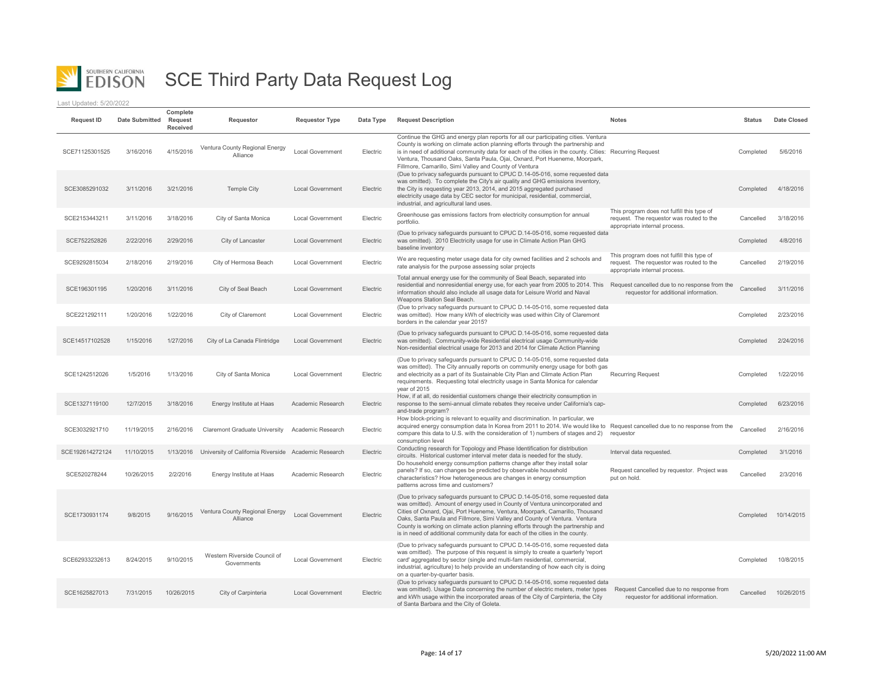# SCE Third Party Data Request Log

Last Updated: 5/20/2022

| Request ID | Date Submitted | Complete Request Received | Requestor | Requestor Type | Data Type | Request Description | Notes | Status | Date Closed |
|---|---|---|---|---|---|---|---|---|---|
| SCE71125301525 | 3/16/2016 | 4/15/2016 | Ventura County Regional Energy Alliance | Local Government | Electric | Continue the GHG and energy plan reports for all our participating cities. Ventura County is working on climate action planning efforts through the partnership and is in need of additional community data for each of the cities in the county. Cities: Ventura, Thousand Oaks, Santa Paula, Ojai, Oxnard, Port Hueneme, Moorpark, Fillmore, Camarillo, Simi Valley and County of Ventura | Recurring Request | Completed | 5/6/2016 |
| SCE3085291032 | 3/11/2016 | 3/21/2016 | Temple City | Local Government | Electric | (Due to privacy safeguards pursuant to CPUC D.14-05-016, some requested data was omitted). To complete the City's air quality and GHG emissions inventory, the City is requesting year 2013, 2014, and 2015 aggregated purchased electricity usage data by CEC sector for municipal, residential, commercial, industrial, and agricultural land uses. | | Completed | 4/18/2016 |
| SCE2153443211 | 3/11/2016 | 3/18/2016 | City of Santa Monica | Local Government | Electric | Greenhouse gas emissions factors from electricity consumption for annual portfolio. | This program does not fulfill this type of request. The requestor was routed to the appropriate internal process. | Cancelled | 3/18/2016 |
| SCE752252826 | 2/22/2016 | 2/29/2016 | City of Lancaster | Local Government | Electric | (Due to privacy safeguards pursuant to CPUC D.14-05-016, some requested data was omitted). 2010 Electricity usage for use in Climate Action Plan GHG baseline inventory | | Completed | 4/8/2016 |
| SCE9292815034 | 2/18/2016 | 2/19/2016 | City of Hermosa Beach | Local Government | Electric | We are requesting meter usage data for city owned facilities and 2 schools and rate analysis for the purpose assessing solar projects | This program does not fulfill this type of request. The requestor was routed to the appropriate internal process. | Cancelled | 2/19/2016 |
| SCE196301195 | 1/20/2016 | 3/11/2016 | City of Seal Beach | Local Government | Electric | Total annual energy use for the community of Seal Beach, separated into residential and nonresidential energy use, for each year from 2005 to 2014. This information should also include all usage data for Leisure World and Naval Weapons Station Seal Beach. | Request cancelled due to no response from the requestor for additional information. | Cancelled | 3/11/2016 |
| SCE221292111 | 1/20/2016 | 1/22/2016 | City of Claremont | Local Government | Electric | (Due to privacy safeguards pursuant to CPUC D.14-05-016, some requested data was omitted). How many kWh of electricity was used within City of Claremont borders in the calendar year 2015? | | Completed | 2/23/2016 |
| SCE14517102528 | 1/15/2016 | 1/27/2016 | City of La Canada Flintridge | Local Government | Electric | (Due to privacy safeguards pursuant to CPUC D.14-05-016, some requested data was omitted). Community-wide Residential electrical usage Community-wide Non-residential electrical usage for 2013 and 2014 for Climate Action Planning | | Completed | 2/24/2016 |
| SCE1242512026 | 1/5/2016 | 1/13/2016 | City of Santa Monica | Local Government | Electric | (Due to privacy safeguards pursuant to CPUC D.14-05-016, some requested data was omitted). The City annually reports on community energy usage for both gas and electricity as a part of its Sustainable City Plan and Climate Action Plan requirements. Requesting total electricity usage in Santa Monica for calendar year of 2015 | Recurring Request | Completed | 1/22/2016 |
| SCE1327119100 | 12/7/2015 | 3/18/2016 | Energy Institute at Haas | Academic Research | Electric | How, if at all, do residential customers change their electricity consumption in response to the semi-annual climate rebates they receive under California's cap-and-trade program? | | Completed | 6/23/2016 |
| SCE3032921710 | 11/19/2015 | 2/16/2016 | Claremont Graduate University | Academic Research | Electric | How block-pricing is relevant to equality and discrimination. In particular, we acquired energy consumption data In Korea from 2011 to 2014. We would like to compare this data to U.S. with the consideration of 1) numbers of stages and 2) consumption level | Request cancelled due to no response from the requestor | Cancelled | 2/16/2016 |
| SCE192614272124 | 11/10/2015 | 1/13/2016 | University of California Riverside | Academic Research | Electric | Conducting research for Topology and Phase Identification for distribution circuits. Historical customer interval meter data is needed for the study. | Interval data requested. | Completed | 3/1/2016 |
| SCE520278244 | 10/26/2015 | 2/2/2016 | Energy Institute at Haas | Academic Research | Electric | Do household energy consumption patterns change after they install solar panels? If so, can changes be predicted by observable household characteristics? How heterogeneous are changes in energy consumption patterns across time and customers? | Request cancelled by requestor. Project was put on hold. | Cancelled | 2/3/2016 |
| SCE1730931174 | 9/8/2015 | 9/16/2015 | Ventura County Regional Energy Alliance | Local Government | Electric | (Due to privacy safeguards pursuant to CPUC D.14-05-016, some requested data was omitted). Amount of energy used in County of Ventura unincorporated and Cities of Oxnard, Ojai, Port Hueneme, Ventura, Moorpark, Camarillo, Thousand Oaks, Santa Paula and Fillmore, Simi Valley and County of Ventura. Ventura County is working on climate action planning efforts through the partnership and is in need of additional community data for each of the cities in the county. | | Completed | 10/14/2015 |
| SCE62933232613 | 8/24/2015 | 9/10/2015 | Western Riverside Council of Governments | Local Government | Electric | (Due to privacy safeguards pursuant to CPUC D.14-05-016, some requested data was omitted). The purpose of this request is simply to create a quarterly 'report card' aggregated by sector (single and multi-fam residential, commercial, industrial, agriculture) to help provide an understanding of how each city is doing on a quarter-by-quarter basis. | | Completed | 10/8/2015 |
| SCE1625827013 | 7/31/2015 | 10/26/2015 | City of Carpinteria | Local Government | Electric | (Due to privacy safeguards pursuant to CPUC D.14-05-016, some requested data was omitted). Usage Data concerning the number of electric meters, meter types and kWh usage within the incorporated areas of the City of Carpinteria, the City of Santa Barbara and the City of Goleta. | Request Cancelled due to no response from requestor for additional information. | Cancelled | 10/26/2015 |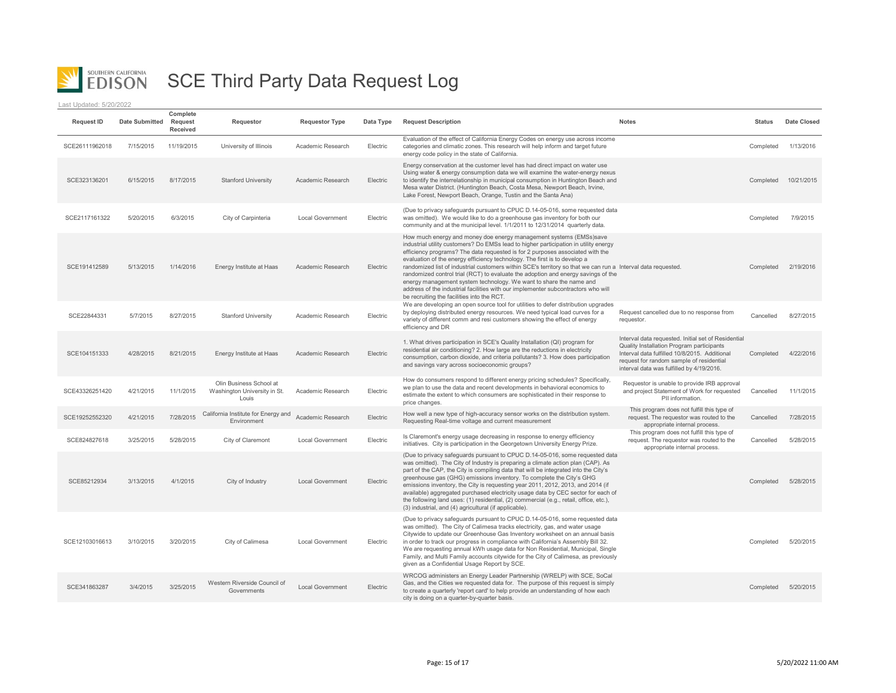# SCE Third Party Data Request Log

Last Updated: 5/20/2022

| Request ID | Date Submitted | Complete Request Received | Requestor | Requestor Type | Data Type | Request Description | Notes | Status | Date Closed |
|---|---|---|---|---|---|---|---|---|---|
| SCE26111962018 | 7/15/2015 | 11/19/2015 | University of Illinois | Academic Research | Electric | Evaluation of the effect of California Energy Codes on energy use across income categories and climatic zones. This research will help inform and target future energy code policy in the state of California. | | Completed | 1/13/2016 |
| SCE323136201 | 6/15/2015 | 8/17/2015 | Stanford University | Academic Research | Electric | Energy conservation at the customer level has had direct impact on water use Using water & energy consumption data we will examine the water-energy nexus to identify the interrelationship in municipal consumption in Huntington Beach and Mesa water District. (Huntington Beach, Costa Mesa, Newport Beach, Irvine, Lake Forest, Newport Beach, Orange, Tustin and the Santa Ana) | | Completed | 10/21/2015 |
| SCE2117161322 | 5/20/2015 | 6/3/2015 | City of Carpinteria | Local Government | Electric | (Due to privacy safeguards pursuant to CPUC D.14-05-016, some requested data was omitted). We would like to do a greenhouse gas inventory for both our community and at the municipal level. 1/1/2011 to 12/31/2014 quarterly data. | | Completed | 7/9/2015 |
| SCE191412589 | 5/13/2015 | 1/14/2016 | Energy Institute at Haas | Academic Research | Electric | How much energy and money doe energy management systems (EMSs)save industrial utility customers? Do EMSs lead to higher participation in utility energy efficiency programs? The data requested is for 2 purposes associated with the evaluation of the energy efficiency technology. The first is to develop a randomized list of industrial customers within SCE's territory so that we can run a randomized control trial (RCT) to evaluate the adoption and energy savings of the energy management system technology. We want to share the name and address of the industrial facilities with our implementer subcontractors who will be recruiting the facilities into the RCT. | Interval data requested. | Completed | 2/19/2016 |
| SCE22844331 | 5/7/2015 | 8/27/2015 | Stanford University | Academic Research | Electric | We are developing an open source tool for utilities to defer distribution upgrades by deploying distributed energy resources. We need typical load curves for a variety of different comm and resi customers showing the effect of energy efficiency and DR | Request cancelled due to no response from requestor. | Cancelled | 8/27/2015 |
| SCE104151333 | 4/28/2015 | 8/21/2015 | Energy Institute at Haas | Academic Research | Electric | 1. What drives participation in SCE's Quality Installation (QI) program for residential air conditioning? 2. How large are the reductions in electricity consumption, carbon dioxide, and criteria pollutants? 3. How does participation and savings vary across socioeconomic groups? | Interval data requested. Initial set of Residential Quality Installation Program participants Interval data fulfilled 10/8/2015. Additional request for random sample of residential interval data was fulfilled by 4/19/2016. | Completed | 4/22/2016 |
| SCE43326251420 | 4/21/2015 | 11/1/2015 | Olin Business School at Washington University in St. Louis | Academic Research | Electric | How do consumers respond to different energy pricing schedules? Specifically, we plan to use the data and recent developments in behavioral economics to estimate the extent to which consumers are sophisticated in their response to price changes. | Requestor is unable to provide IRB approval and project Statement of Work for requested PII information. | Cancelled | 11/1/2015 |
| SCE19252552320 | 4/21/2015 | 7/28/2015 | California Institute for Energy and Environment | Academic Research | Electric | How well a new type of high-accuracy sensor works on the distribution system. Requesting Real-time voltage and current measurement | This program does not fulfill this type of request. The requestor was routed to the appropriate internal process. | Cancelled | 7/28/2015 |
| SCE824827618 | 3/25/2015 | 5/28/2015 | City of Claremont | Local Government | Electric | Is Claremont's energy usage decreasing in response to energy efficiency initiatives. City is participation in the Georgetown University Energy Prize. | This program does not fulfill this type of request. The requestor was routed to the appropriate internal process. | Cancelled | 5/28/2015 |
| SCE85212934 | 3/13/2015 | 4/1/2015 | City of Industry | Local Government | Electric | (Due to privacy safeguards pursuant to CPUC D.14-05-016, some requested data was omitted). The City of Industry is preparing a climate action plan (CAP). As part of the CAP, the City is compiling data that will be integrated into the City's greenhouse gas (GHG) emissions inventory. To complete the City's GHG emissions inventory, the City is requesting year 2011, 2012, 2013, and 2014 (if available) aggregated purchased electricity usage data by CEC sector for each of the following land uses: (1) residential, (2) commercial (e.g., retail, office, etc.), (3) industrial, and (4) agricultural (if applicable). | | Completed | 5/28/2015 |
| SCE12103016613 | 3/10/2015 | 3/20/2015 | City of Calimesa | Local Government | Electric | (Due to privacy safeguards pursuant to CPUC D.14-05-016, some requested data was omitted). The City of Calimesa tracks electricity, gas, and water usage Citywide to update our Greenhouse Gas Inventory worksheet on an annual basis in order to track our progress in compliance with California's Assembly Bill 32. We are requesting annual kWh usage data for Non Residential, Municipal, Single Family, and Multi Family accounts citywide for the City of Calimesa, as previously given as a Confidential Usage Report by SCE. | | Completed | 5/20/2015 |
| SCE341863287 | 3/4/2015 | 3/25/2015 | Western Riverside Council of Governments | Local Government | Electric | WRCOG administers an Energy Leader Partnership (WRELP) with SCE, SoCal Gas, and the Cities we requested data for. The purpose of this request is simply to create a quarterly 'report card' to help provide an understanding of how each city is doing on a quarter-by-quarter basis. | | Completed | 5/20/2015 |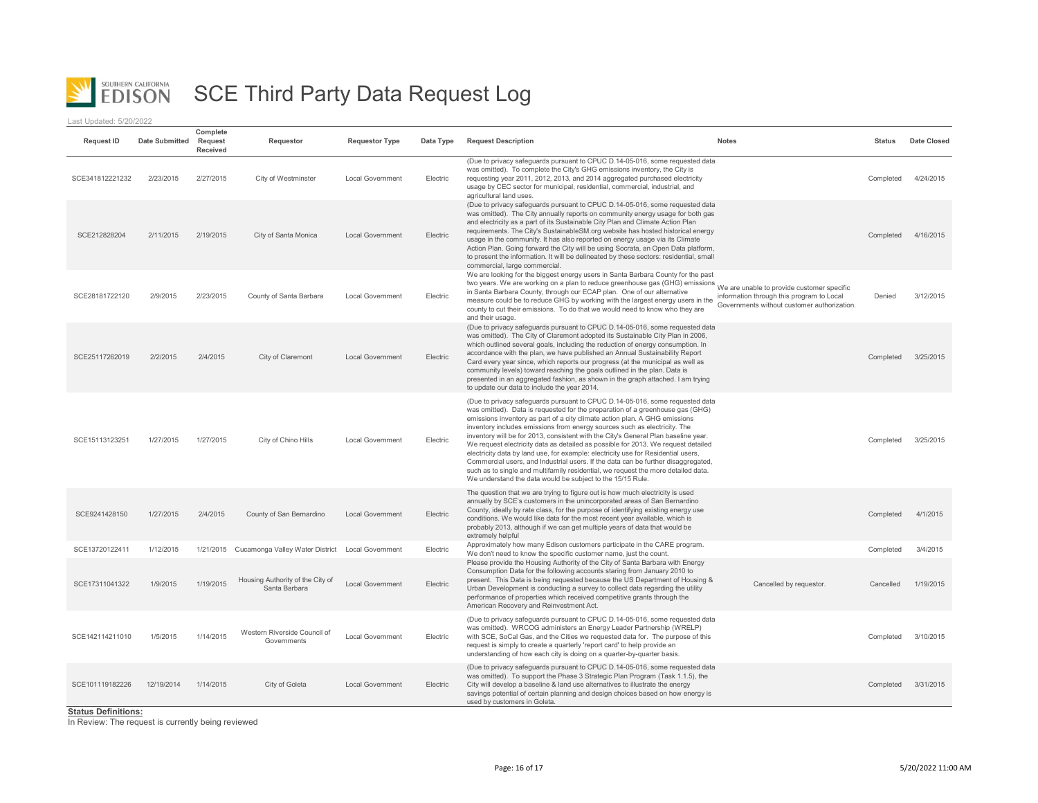# SCE Third Party Data Request Log

Last Updated: 5/20/2022

| Request ID | Date Submitted | Complete Request Received | Requestor | Requestor Type | Data Type | Request Description | Notes | Status | Date Closed |
|---|---|---|---|---|---|---|---|---|---|
| SCE341812221232 | 2/23/2015 | 2/27/2015 | City of Westminster | Local Government | Electric | (Due to privacy safeguards pursuant to CPUC D.14-05-016, some requested data was omitted). To complete the City's GHG emissions inventory, the City is requesting year 2011, 2012, 2013, and 2014 aggregated purchased electricity usage by CEC sector for municipal, residential, commercial, industrial, and agricultural land uses. | | Completed | 4/24/2015 |
| SCE212828204 | 2/11/2015 | 2/19/2015 | City of Santa Monica | Local Government | Electric | (Due to privacy safeguards pursuant to CPUC D.14-05-016, some requested data was omitted). The City annually reports on community energy usage for both gas and electricity as a part of its Sustainable City Plan and Climate Action Plan requirements. The City's SustainableSM.org website has hosted historical energy usage in the community. It has also reported on energy usage via its Climate Action Plan. Going forward the City will be using Socrata, an Open Data platform, to present the information. It will be delineated by these sectors: residential, small commercial, large commercial. | | Completed | 4/16/2015 |
| SCE28181722120 | 2/9/2015 | 2/23/2015 | County of Santa Barbara | Local Government | Electric | We are looking for the biggest energy users in Santa Barbara County for the past two years. We are working on a plan to reduce greenhouse gas (GHG) emissions in Santa Barbara County, through our ECAP plan. One of our alternative measure could be to reduce GHG by working with the largest energy users in the county to cut their emissions. To do that we would need to know who they are and their usage. | We are unable to provide customer specific information through this program to Local Governments without customer authorization. | Denied | 3/12/2015 |
| SCE25117262019 | 2/2/2015 | 2/4/2015 | City of Claremont | Local Government | Electric | (Due to privacy safeguards pursuant to CPUC D.14-05-016, some requested data was omitted). The City of Claremont adopted its Sustainable City Plan in 2006, which outlined several goals, including the reduction of energy consumption. In accordance with the plan, we have published an Annual Sustainability Report Card every year since, which reports our progress (at the municipal as well as community levels) toward reaching the goals outlined in the plan. Data is presented in an aggregated fashion, as shown in the graph attached. I am trying to update our data to include the year 2014. | | Completed | 3/25/2015 |
| SCE15113123251 | 1/27/2015 | 1/27/2015 | City of Chino Hills | Local Government | Electric | (Due to privacy safeguards pursuant to CPUC D.14-05-016, some requested data was omitted). Data is requested for the preparation of a greenhouse gas (GHG) emissions inventory as part of a city climate action plan. A GHG emissions inventory includes emissions from energy sources such as electricity. The inventory will be for 2013, consistent with the City's General Plan baseline year. We request electricity data as detailed as possible for 2013. We request detailed electricity data by land use, for example: electricity use for Residential users, Commercial users, and Industrial users. If the data can be further disaggregated, such as to single and multifamily residential, we request the more detailed data. We understand the data would be subject to the 15/15 Rule. | | Completed | 3/25/2015 |
| SCE9241428150 | 1/27/2015 | 2/4/2015 | County of San Bernardino | Local Government | Electric | The question that we are trying to figure out is how much electricity is used annually by SCE's customers in the unincorporated areas of San Bernardino County, ideally by rate class, for the purpose of identifying existing energy use conditions. We would like data for the most recent year available, which is probably 2013, although if we can get multiple years of data that would be extremely helpful | | Completed | 4/1/2015 |
| SCE13720122411 | 1/12/2015 | 1/21/2015 | Cucamonga Valley Water District | Local Government | Electric | Approximately how many Edison customers participate in the CARE program. We don't need to know the specific customer name, just the count. | | Completed | 3/4/2015 |
| SCE17311041322 | 1/9/2015 | 1/19/2015 | Housing Authority of the City of Santa Barbara | Local Government | Electric | Please provide the Housing Authority of the City of Santa Barbara with Energy Consumption Data for the following accounts staring from January 2010 to present. This Data is being requested because the US Department of Housing & Urban Development is conducting a survey to collect data regarding the utility performance of properties which received competitive grants through the American Recovery and Reinvestment Act. | Cancelled by requestor. | Cancelled | 1/19/2015 |
| SCE142114211010 | 1/5/2015 | 1/14/2015 | Western Riverside Council of Governments | Local Government | Electric | (Due to privacy safeguards pursuant to CPUC D.14-05-016, some requested data was omitted). WRCOG administers an Energy Leader Partnership (WRELP) with SCE, SoCal Gas, and the Cities we requested data for. The purpose of this request is simply to create a quarterly 'report card' to help provide an understanding of how each city is doing on a quarter-by-quarter basis. | | Completed | 3/10/2015 |
| SCE101119182226 | 12/19/2014 | 1/14/2015 | City of Goleta | Local Government | Electric | (Due to privacy safeguards pursuant to CPUC D.14-05-016, some requested data was omitted). To support the Phase 3 Strategic Plan Program (Task 1.1.5), the City will develop a baseline & land use alternatives to illustrate the energy savings potential of certain planning and design choices based on how energy is used by customers in Goleta. | | Completed | 3/31/2015 |

**Status Definitions:**

In Review: The request is currently being reviewed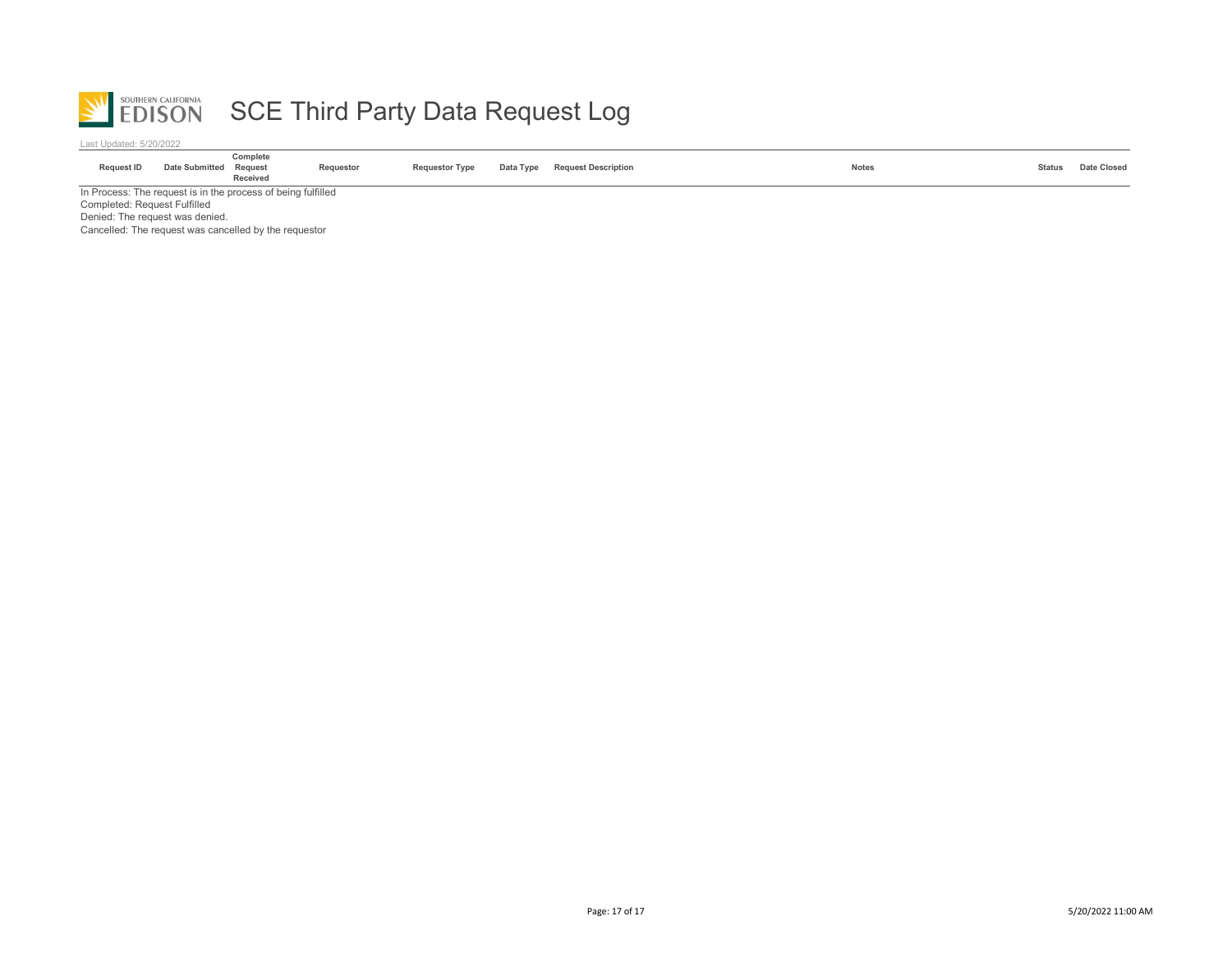# SCE Third Party Data Request Log

Last Updated: 5/20/2022

| Request ID | Date Submitted | Complete Request Received | Requestor | Requestor Type | Data Type | Request Description | Notes | Status | Date Closed |
|---|---|---|---|---|---|---|---|---|---|

In Process: The request is in the process of being fulfilled
Completed: Request Fulfilled
Denied: The request was denied.
Cancelled: The request was cancelled by the requestor